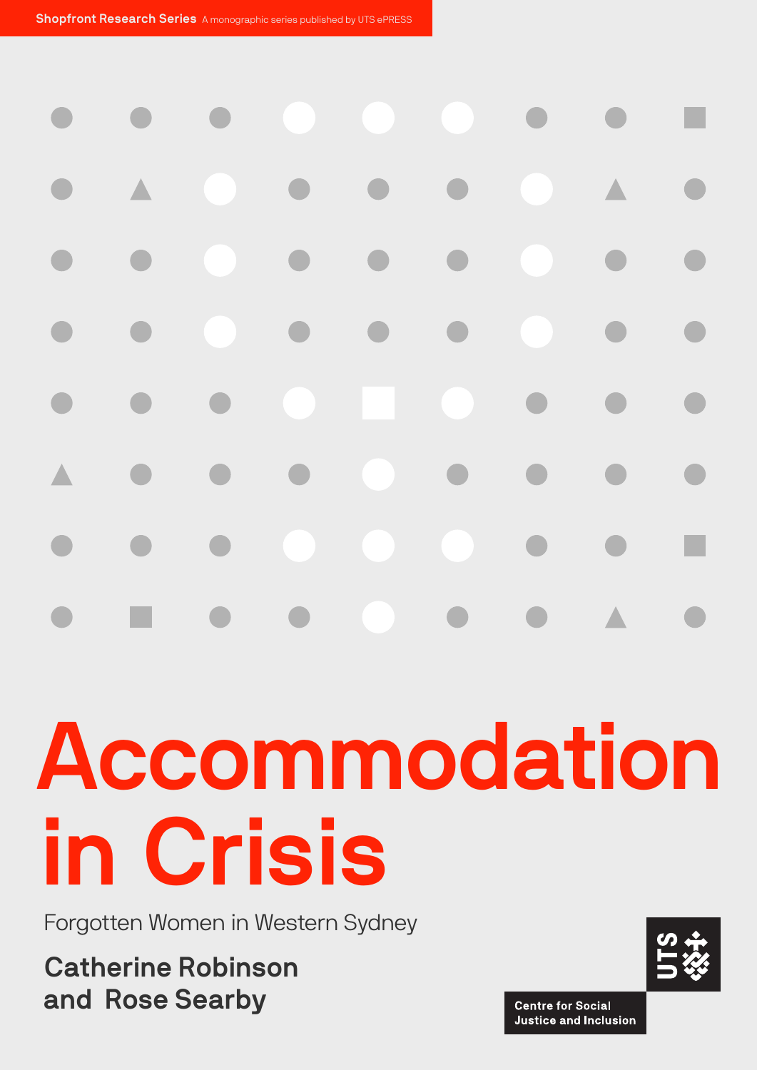**Shopfront Research Series** A monographic series published by UTS ePRESS

# Accommodation in Crisis

Forgotten Women in Western Sydney

**Catherine Robinson and Rose Searby**

UTS

Centre for Social Justice and Inclusion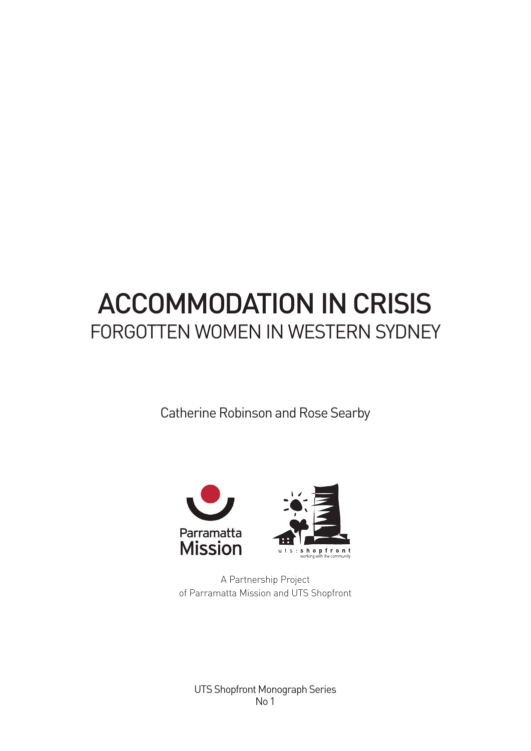# ACCOMMODATION IN CRISIS

## FORGOTTEN WOMEN IN WESTERN SYDNEY

Catherine Robinson and Rose Searby

Parramatta Mission

uts:shopfront
working with the community

A Partnership Project
of Parramatta Mission and UTS Shopfront

UTS Shopfront Monograph Series
No 1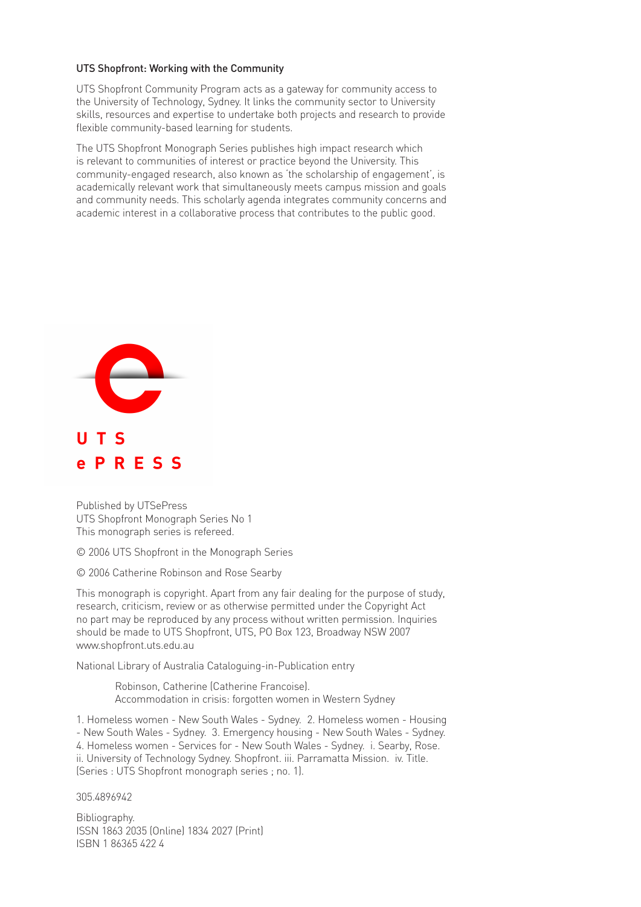## UTS Shopfront: Working with the Community

UTS Shopfront Community Program acts as a gateway for community access to the University of Technology, Sydney. It links the community sector to University skills, resources and expertise to undertake both projects and research to provide flexible community-based learning for students.

The UTS Shopfront Monograph Series publishes high impact research which is relevant to communities of interest or practice beyond the University. This community-engaged research, also known as 'the scholarship of engagement', is academically relevant work that simultaneously meets campus mission and goals and community needs. This scholarly agenda integrates community concerns and academic interest in a collaborative process that contributes to the public good.

**UTS ePRESS**

Published by UTSePress
UTS Shopfront Monograph Series No 1
This monograph series is refereed.

© 2006 UTS Shopfront in the Monograph Series

© 2006 Catherine Robinson and Rose Searby

This monograph is copyright. Apart from any fair dealing for the purpose of study, research, criticism, review or as otherwise permitted under the Copyright Act no part may be reproduced by any process without written permission. Inquiries should be made to UTS Shopfront, UTS, PO Box 123, Broadway NSW 2007 www.shopfront.uts.edu.au

National Library of Australia Cataloguing-in-Publication entry

> Robinson, Catherine (Catherine Francoise).
> Accommodation in crisis: forgotten women in Western Sydney

1. Homeless women - New South Wales - Sydney. 2. Homeless women - Housing - New South Wales - Sydney. 3. Emergency housing - New South Wales - Sydney. 4. Homeless women - Services for - New South Wales - Sydney. i. Searby, Rose. ii. University of Technology Sydney. Shopfront. iii. Parramatta Mission. iv. Title. (Series : UTS Shopfront monograph series ; no. 1).

305.4896942

Bibliography.
ISSN 1863 2035 (Online) 1834 2027 (Print)
ISBN 1 86365 422 4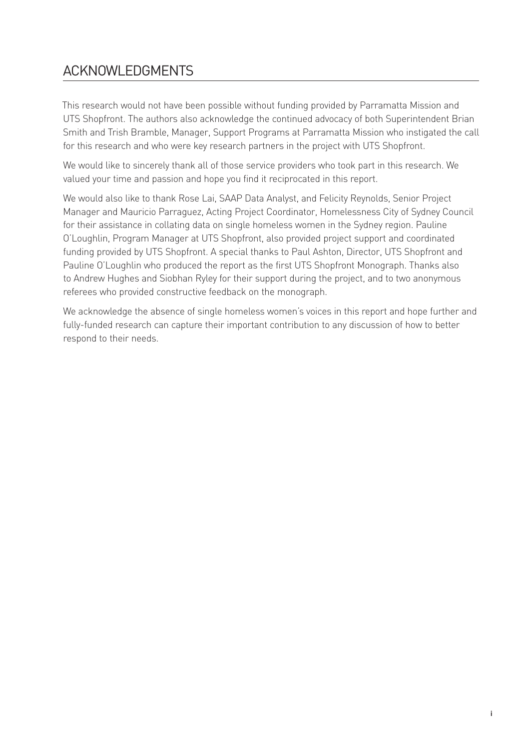# ACKNOWLEDGMENTS

This research would not have been possible without funding provided by Parramatta Mission and UTS Shopfront. The authors also acknowledge the continued advocacy of both Superintendent Brian Smith and Trish Bramble, Manager, Support Programs at Parramatta Mission who instigated the call for this research and who were key research partners in the project with UTS Shopfront.

We would like to sincerely thank all of those service providers who took part in this research. We valued your time and passion and hope you find it reciprocated in this report.

We would also like to thank Rose Lai, SAAP Data Analyst, and Felicity Reynolds, Senior Project Manager and Mauricio Parraguez, Acting Project Coordinator, Homelessness City of Sydney Council for their assistance in collating data on single homeless women in the Sydney region. Pauline O'Loughlin, Program Manager at UTS Shopfront, also provided project support and coordinated funding provided by UTS Shopfront. A special thanks to Paul Ashton, Director, UTS Shopfront and Pauline O'Loughlin who produced the report as the first UTS Shopfront Monograph. Thanks also to Andrew Hughes and Siobhan Ryley for their support during the project, and to two anonymous referees who provided constructive feedback on the monograph.

We acknowledge the absence of single homeless women's voices in this report and hope further and fully-funded research can capture their important contribution to any discussion of how to better respond to their needs.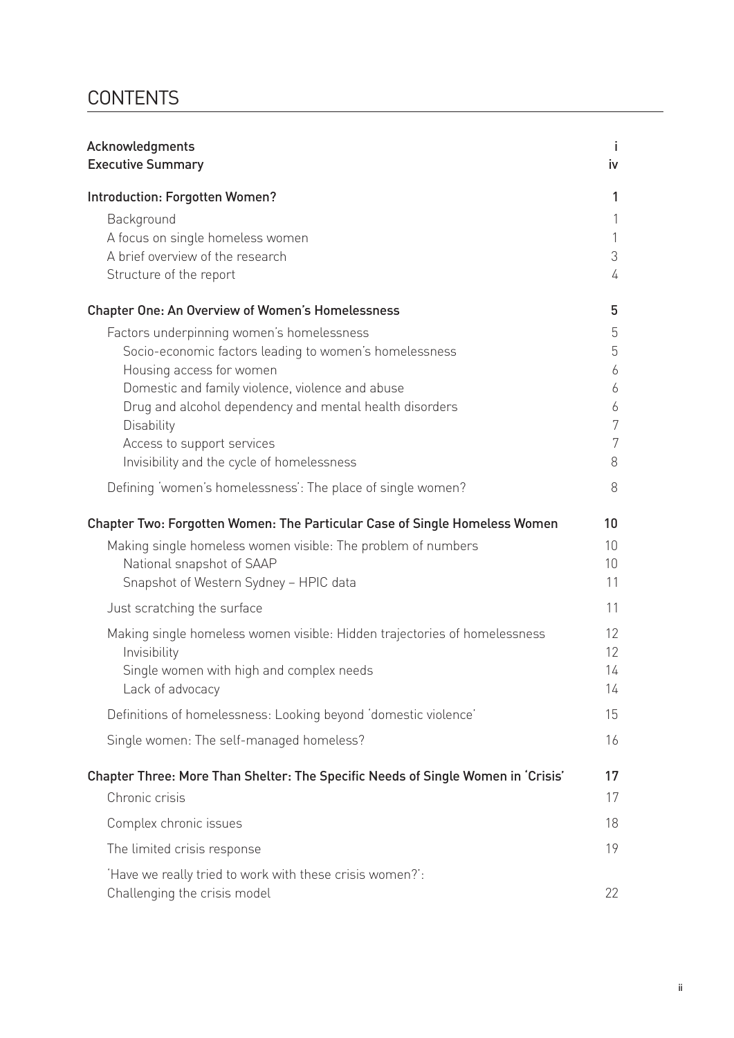# CONTENTS

| | |
|---|---|
| **Acknowledgments** | **i** |
| **Executive Summary** | **iv** |
| **Introduction: Forgotten Women?** | **1** |
| Background | 1 |
| A focus on single homeless women | 1 |
| A brief overview of the research | 3 |
| Structure of the report | 4 |
| **Chapter One: An Overview of Women's Homelessness** | **5** |
| Factors underpinning women's homelessness | 5 |
| Socio-economic factors leading to women's homelessness | 5 |
| Housing access for women | 6 |
| Domestic and family violence, violence and abuse | 6 |
| Drug and alcohol dependency and mental health disorders | 6 |
| Disability | 7 |
| Access to support services | 7 |
| Invisibility and the cycle of homelessness | 8 |
| Defining 'women's homelessness': The place of single women? | 8 |
| **Chapter Two: Forgotten Women: The Particular Case of Single Homeless Women** | **10** |
| Making single homeless women visible: The problem of numbers | 10 |
| National snapshot of SAAP | 10 |
| Snapshot of Western Sydney – HPIC data | 11 |
| Just scratching the surface | 11 |
| Making single homeless women visible: Hidden trajectories of homelessness | 12 |
| Invisibility | 12 |
| Single women with high and complex needs | 14 |
| Lack of advocacy | 14 |
| Definitions of homelessness: Looking beyond 'domestic violence' | 15 |
| Single women: The self-managed homeless? | 16 |
| **Chapter Three: More Than Shelter: The Specific Needs of Single Women in 'Crisis'** | **17** |
| Chronic crisis | 17 |
| Complex chronic issues | 18 |
| The limited crisis response | 19 |
| 'Have we really tried to work with these crisis women?': Challenging the crisis model | 22 |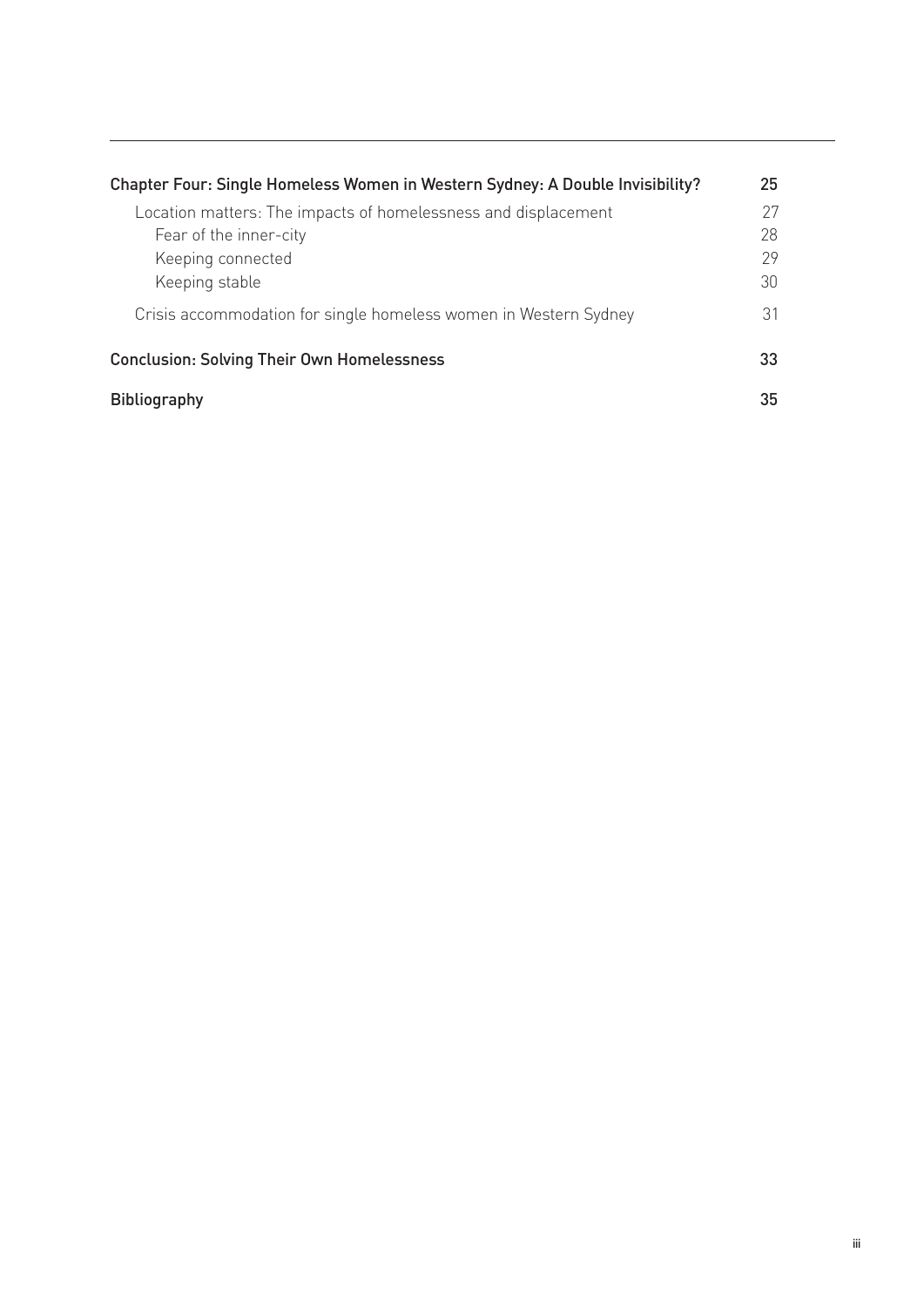| | |
|---|---|
| **Chapter Four: Single Homeless Women in Western Sydney: A Double Invisibility?** | **25** |
| Location matters: The impacts of homelessness and displacement | 27 |
| Fear of the inner-city | 28 |
| Keeping connected | 29 |
| Keeping stable | 30 |
| Crisis accommodation for single homeless women in Western Sydney | 31 |
| **Conclusion: Solving Their Own Homelessness** | **33** |
| **Bibliography** | **35** |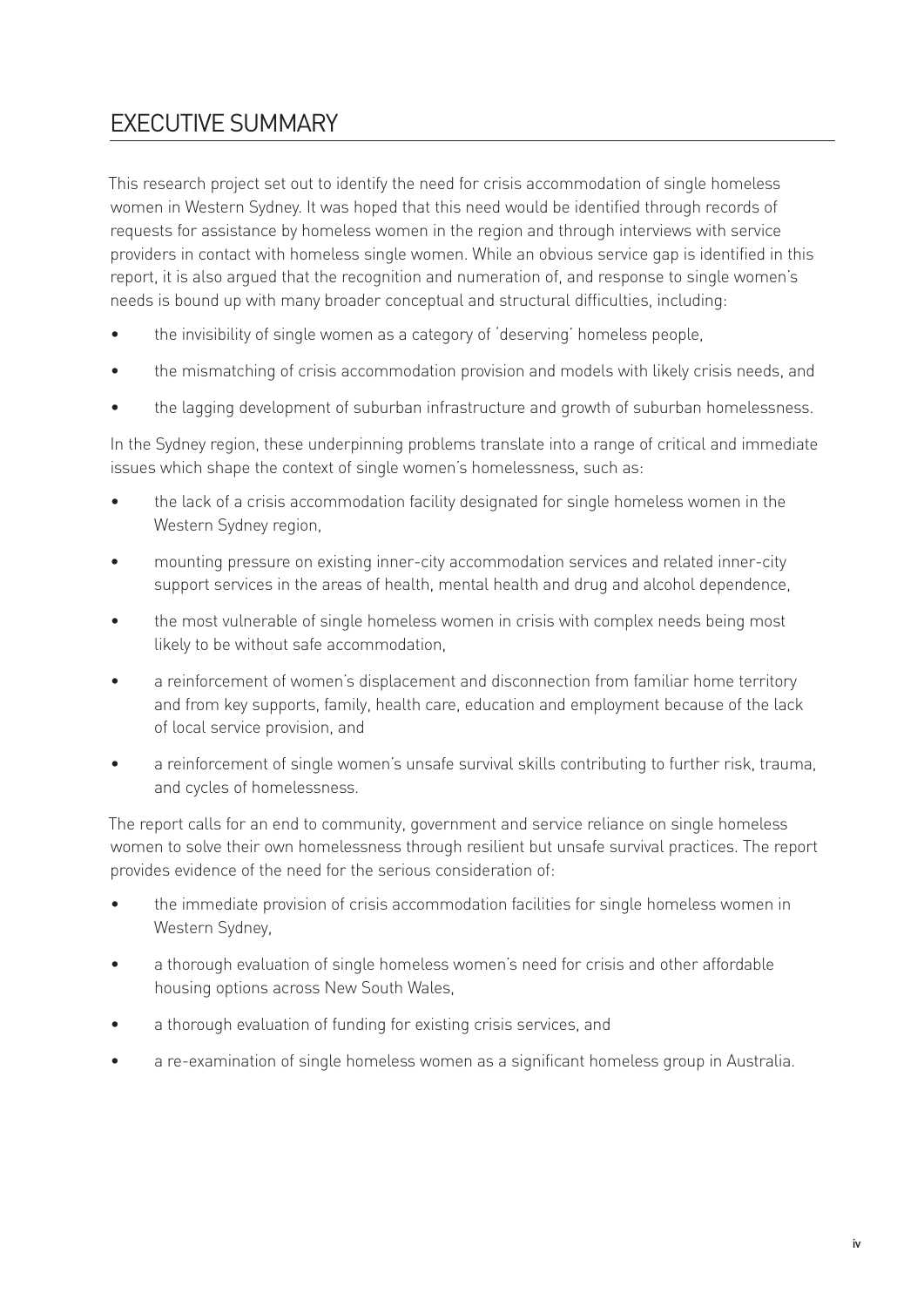# EXECUTIVE SUMMARY

This research project set out to identify the need for crisis accommodation of single homeless women in Western Sydney. It was hoped that this need would be identified through records of requests for assistance by homeless women in the region and through interviews with service providers in contact with homeless single women. While an obvious service gap is identified in this report, it is also argued that the recognition and numeration of, and response to single women's needs is bound up with many broader conceptual and structural difficulties, including:

- the invisibility of single women as a category of 'deserving' homeless people,
- the mismatching of crisis accommodation provision and models with likely crisis needs, and
- the lagging development of suburban infrastructure and growth of suburban homelessness.

In the Sydney region, these underpinning problems translate into a range of critical and immediate issues which shape the context of single women's homelessness, such as:

- the lack of a crisis accommodation facility designated for single homeless women in the Western Sydney region,
- mounting pressure on existing inner-city accommodation services and related inner-city support services in the areas of health, mental health and drug and alcohol dependence,
- the most vulnerable of single homeless women in crisis with complex needs being most likely to be without safe accommodation,
- a reinforcement of women's displacement and disconnection from familiar home territory and from key supports, family, health care, education and employment because of the lack of local service provision, and
- a reinforcement of single women's unsafe survival skills contributing to further risk, trauma, and cycles of homelessness.

The report calls for an end to community, government and service reliance on single homeless women to solve their own homelessness through resilient but unsafe survival practices. The report provides evidence of the need for the serious consideration of:

- the immediate provision of crisis accommodation facilities for single homeless women in Western Sydney,
- a thorough evaluation of single homeless women's need for crisis and other affordable housing options across New South Wales,
- a thorough evaluation of funding for existing crisis services, and
- a re-examination of single homeless women as a significant homeless group in Australia.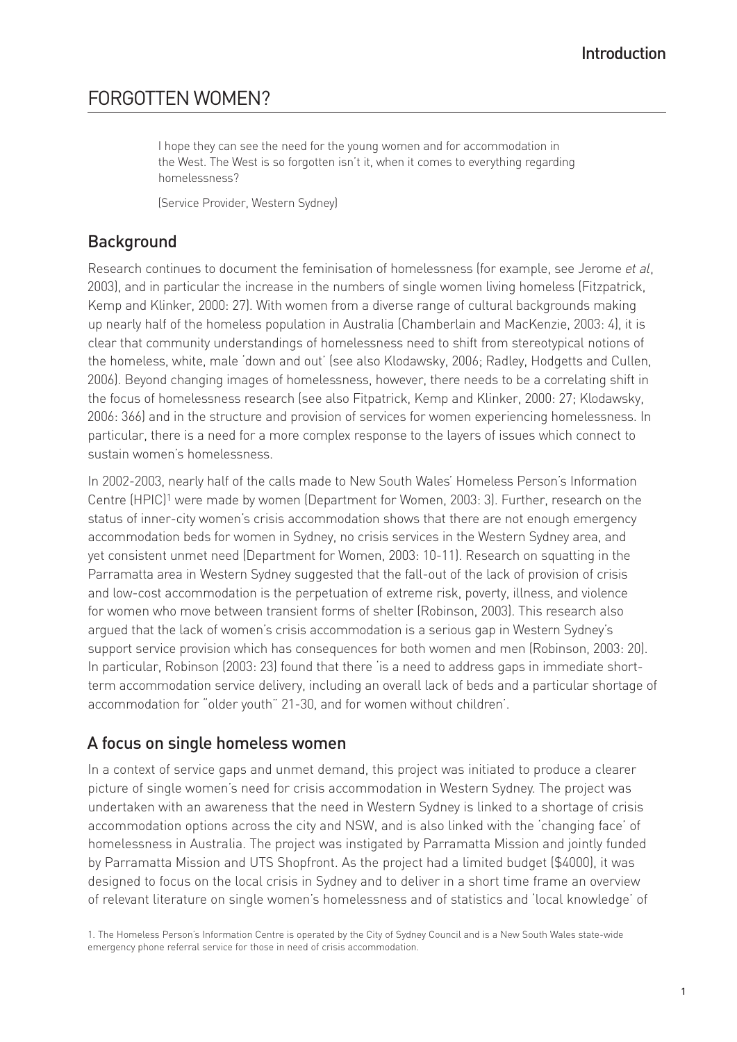# FORGOTTEN WOMEN?

> I hope they can see the need for the young women and for accommodation in the West. The West is so forgotten isn't it, when it comes to everything regarding homelessness?
>
> (Service Provider, Western Sydney)

## Background

Research continues to document the feminisation of homelessness (for example, see Jerome *et al*, 2003), and in particular the increase in the numbers of single women living homeless (Fitzpatrick, Kemp and Klinker, 2000: 27). With women from a diverse range of cultural backgrounds making up nearly half of the homeless population in Australia (Chamberlain and MacKenzie, 2003: 4), it is clear that community understandings of homelessness need to shift from stereotypical notions of the homeless, white, male 'down and out' (see also Klodawsky, 2006; Radley, Hodgetts and Cullen, 2006). Beyond changing images of homelessness, however, there needs to be a correlating shift in the focus of homelessness research (see also Fitpatrick, Kemp and Klinker, 2000: 27; Klodawsky, 2006: 366) and in the structure and provision of services for women experiencing homelessness. In particular, there is a need for a more complex response to the layers of issues which connect to sustain women's homelessness.

In 2002-2003, nearly half of the calls made to New South Wales' Homeless Person's Information Centre (HPIC)[1] were made by women (Department for Women, 2003: 3). Further, research on the status of inner-city women's crisis accommodation shows that there are not enough emergency accommodation beds for women in Sydney, no crisis services in the Western Sydney area, and yet consistent unmet need (Department for Women, 2003: 10-11). Research on squatting in the Parramatta area in Western Sydney suggested that the fall-out of the lack of provision of crisis and low-cost accommodation is the perpetuation of extreme risk, poverty, illness, and violence for women who move between transient forms of shelter (Robinson, 2003). This research also argued that the lack of women's crisis accommodation is a serious gap in Western Sydney's support service provision which has consequences for both women and men (Robinson, 2003: 20). In particular, Robinson (2003: 23) found that there 'is a need to address gaps in immediate short-term accommodation service delivery, including an overall lack of beds and a particular shortage of accommodation for "older youth" 21-30, and for women without children'.

## A focus on single homeless women

In a context of service gaps and unmet demand, this project was initiated to produce a clearer picture of single women's need for crisis accommodation in Western Sydney. The project was undertaken with an awareness that the need in Western Sydney is linked to a shortage of crisis accommodation options across the city and NSW, and is also linked with the 'changing face' of homelessness in Australia. The project was instigated by Parramatta Mission and jointly funded by Parramatta Mission and UTS Shopfront. As the project had a limited budget ($4000), it was designed to focus on the local crisis in Sydney and to deliver in a short time frame an overview of relevant literature on single women's homelessness and of statistics and 'local knowledge' of

1. The Homeless Person's Information Centre is operated by the City of Sydney Council and is a New South Wales state-wide emergency phone referral service for those in need of crisis accommodation.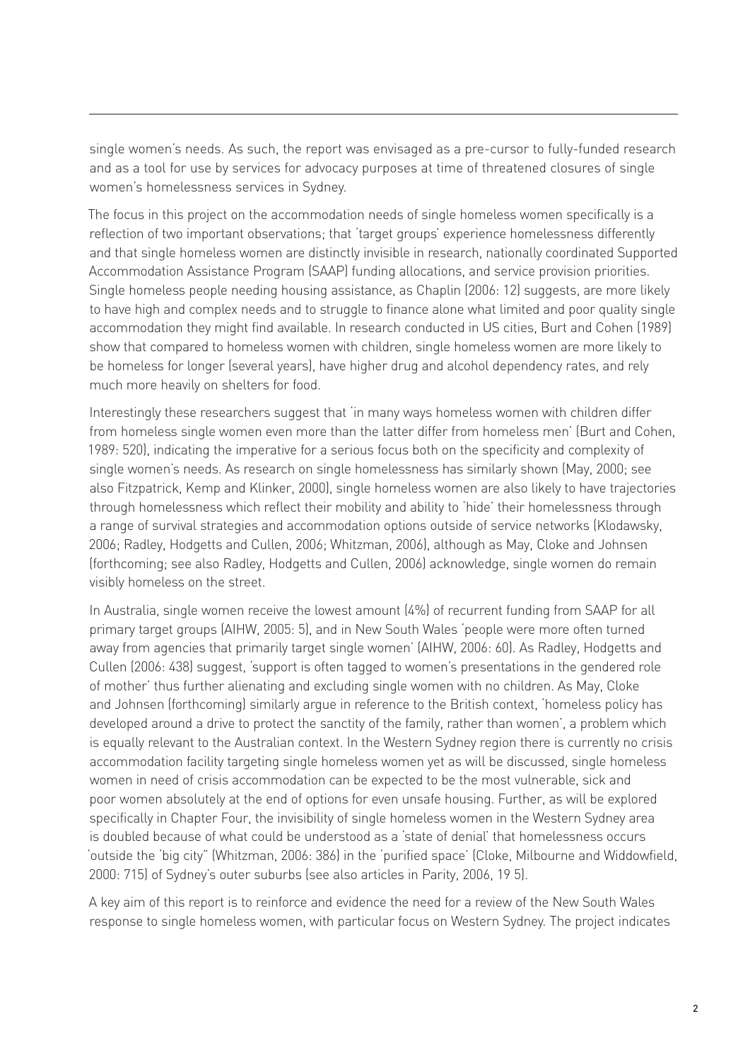single women's needs. As such, the report was envisaged as a pre-cursor to fully-funded research and as a tool for use by services for advocacy purposes at time of threatened closures of single women's homelessness services in Sydney.

The focus in this project on the accommodation needs of single homeless women specifically is a reflection of two important observations; that 'target groups' experience homelessness differently and that single homeless women are distinctly invisible in research, nationally coordinated Supported Accommodation Assistance Program (SAAP) funding allocations, and service provision priorities. Single homeless people needing housing assistance, as Chaplin (2006: 12) suggests, are more likely to have high and complex needs and to struggle to finance alone what limited and poor quality single accommodation they might find available. In research conducted in US cities, Burt and Cohen (1989) show that compared to homeless women with children, single homeless women are more likely to be homeless for longer (several years), have higher drug and alcohol dependency rates, and rely much more heavily on shelters for food.

Interestingly these researchers suggest that 'in many ways homeless women with children differ from homeless single women even more than the latter differ from homeless men' (Burt and Cohen, 1989: 520), indicating the imperative for a serious focus both on the specificity and complexity of single women's needs. As research on single homelessness has similarly shown (May, 2000; see also Fitzpatrick, Kemp and Klinker, 2000), single homeless women are also likely to have trajectories through homelessness which reflect their mobility and ability to 'hide' their homelessness through a range of survival strategies and accommodation options outside of service networks (Klodawsky, 2006; Radley, Hodgetts and Cullen, 2006; Whitzman, 2006), although as May, Cloke and Johnsen (forthcoming; see also Radley, Hodgetts and Cullen, 2006) acknowledge, single women do remain visibly homeless on the street.

In Australia, single women receive the lowest amount (4%) of recurrent funding from SAAP for all primary target groups (AIHW, 2005: 5), and in New South Wales 'people were more often turned away from agencies that primarily target single women' (AIHW, 2006: 60). As Radley, Hodgetts and Cullen (2006: 438) suggest, 'support is often tagged to women's presentations in the gendered role of mother' thus further alienating and excluding single women with no children. As May, Cloke and Johnsen (forthcoming) similarly argue in reference to the British context, 'homeless policy has developed around a drive to protect the sanctity of the family, rather than women', a problem which is equally relevant to the Australian context. In the Western Sydney region there is currently no crisis accommodation facility targeting single homeless women yet as will be discussed, single homeless women in need of crisis accommodation can be expected to be the most vulnerable, sick and poor women absolutely at the end of options for even unsafe housing. Further, as will be explored specifically in Chapter Four, the invisibility of single homeless women in the Western Sydney area is doubled because of what could be understood as a 'state of denial' that homelessness occurs 'outside the 'big city'' (Whitzman, 2006: 386) in the 'purified space' (Cloke, Milbourne and Widdowfield, 2000: 715) of Sydney's outer suburbs (see also articles in Parity, 2006, 19 5).

A key aim of this report is to reinforce and evidence the need for a review of the New South Wales response to single homeless women, with particular focus on Western Sydney. The project indicates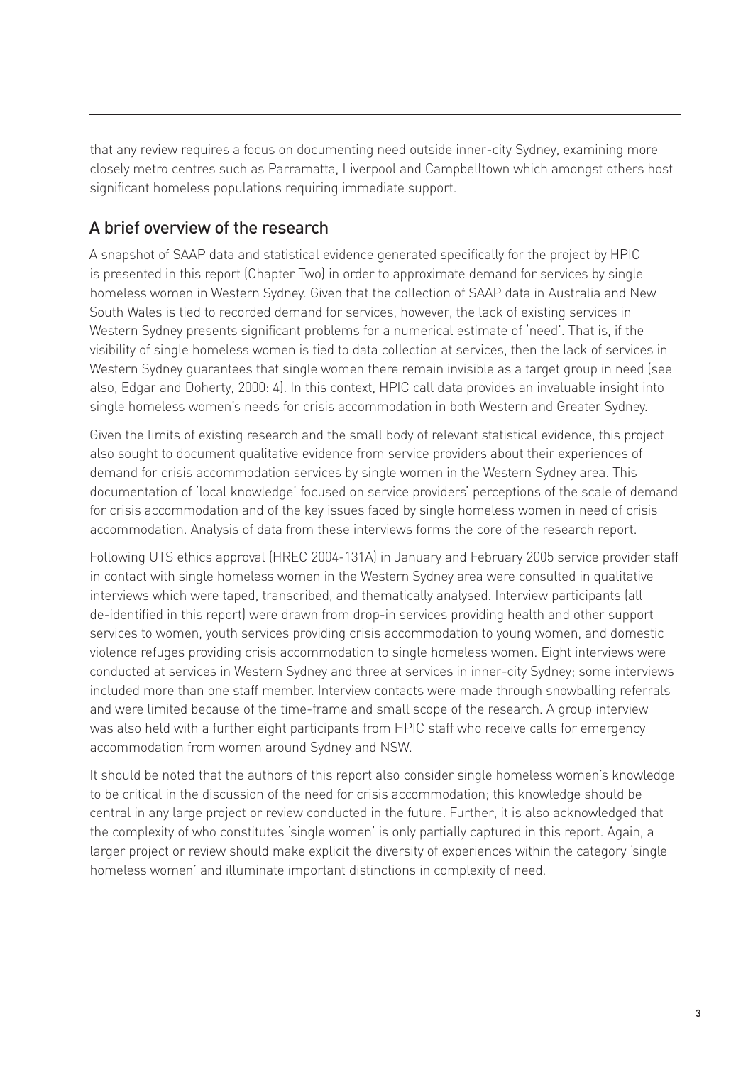that any review requires a focus on documenting need outside inner-city Sydney, examining more closely metro centres such as Parramatta, Liverpool and Campbelltown which amongst others host significant homeless populations requiring immediate support.

## A brief overview of the research

A snapshot of SAAP data and statistical evidence generated specifically for the project by HPIC is presented in this report (Chapter Two) in order to approximate demand for services by single homeless women in Western Sydney. Given that the collection of SAAP data in Australia and New South Wales is tied to recorded demand for services, however, the lack of existing services in Western Sydney presents significant problems for a numerical estimate of 'need'. That is, if the visibility of single homeless women is tied to data collection at services, then the lack of services in Western Sydney guarantees that single women there remain invisible as a target group in need (see also, Edgar and Doherty, 2000: 4). In this context, HPIC call data provides an invaluable insight into single homeless women's needs for crisis accommodation in both Western and Greater Sydney.

Given the limits of existing research and the small body of relevant statistical evidence, this project also sought to document qualitative evidence from service providers about their experiences of demand for crisis accommodation services by single women in the Western Sydney area. This documentation of 'local knowledge' focused on service providers' perceptions of the scale of demand for crisis accommodation and of the key issues faced by single homeless women in need of crisis accommodation. Analysis of data from these interviews forms the core of the research report.

Following UTS ethics approval (HREC 2004-131A) in January and February 2005 service provider staff in contact with single homeless women in the Western Sydney area were consulted in qualitative interviews which were taped, transcribed, and thematically analysed. Interview participants (all de-identified in this report) were drawn from drop-in services providing health and other support services to women, youth services providing crisis accommodation to young women, and domestic violence refuges providing crisis accommodation to single homeless women. Eight interviews were conducted at services in Western Sydney and three at services in inner-city Sydney; some interviews included more than one staff member. Interview contacts were made through snowballing referrals and were limited because of the time-frame and small scope of the research. A group interview was also held with a further eight participants from HPIC staff who receive calls for emergency accommodation from women around Sydney and NSW.

It should be noted that the authors of this report also consider single homeless women's knowledge to be critical in the discussion of the need for crisis accommodation; this knowledge should be central in any large project or review conducted in the future. Further, it is also acknowledged that the complexity of who constitutes 'single women' is only partially captured in this report. Again, a larger project or review should make explicit the diversity of experiences within the category 'single homeless women' and illuminate important distinctions in complexity of need.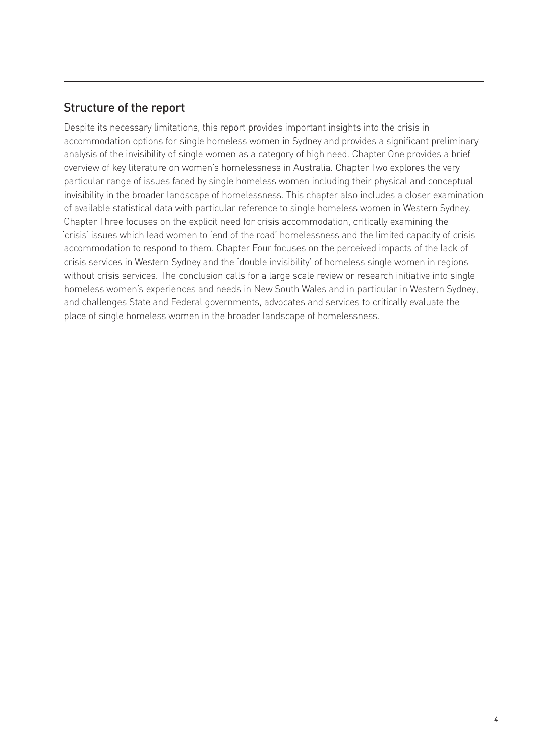## Structure of the report

Despite its necessary limitations, this report provides important insights into the crisis in accommodation options for single homeless women in Sydney and provides a significant preliminary analysis of the invisibility of single women as a category of high need. Chapter One provides a brief overview of key literature on women's homelessness in Australia. Chapter Two explores the very particular range of issues faced by single homeless women including their physical and conceptual invisibility in the broader landscape of homelessness. This chapter also includes a closer examination of available statistical data with particular reference to single homeless women in Western Sydney. Chapter Three focuses on the explicit need for crisis accommodation, critically examining the 'crisis' issues which lead women to 'end of the road' homelessness and the limited capacity of crisis accommodation to respond to them. Chapter Four focuses on the perceived impacts of the lack of crisis services in Western Sydney and the 'double invisibility' of homeless single women in regions without crisis services. The conclusion calls for a large scale review or research initiative into single homeless women's experiences and needs in New South Wales and in particular in Western Sydney, and challenges State and Federal governments, advocates and services to critically evaluate the place of single homeless women in the broader landscape of homelessness.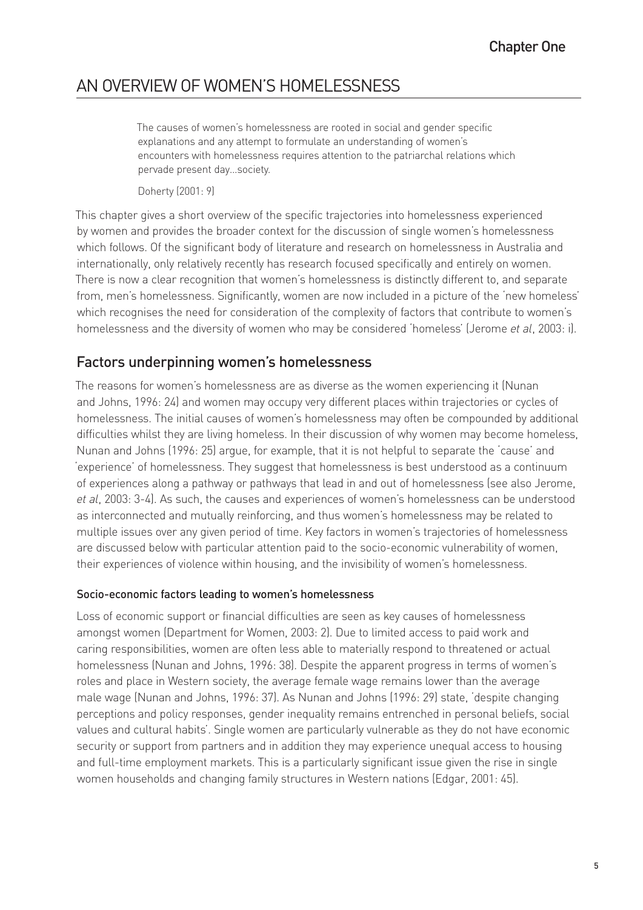# Chapter One

## AN OVERVIEW OF WOMEN'S HOMELESSNESS

> The causes of women's homelessness are rooted in social and gender specific explanations and any attempt to formulate an understanding of women's encounters with homelessness requires attention to the patriarchal relations which pervade present day...society.
>
> Doherty (2001: 9)

This chapter gives a short overview of the specific trajectories into homelessness experienced by women and provides the broader context for the discussion of single women's homelessness which follows. Of the significant body of literature and research on homelessness in Australia and internationally, only relatively recently has research focused specifically and entirely on women. There is now a clear recognition that women's homelessness is distinctly different to, and separate from, men's homelessness. Significantly, women are now included in a picture of the 'new homeless' which recognises the need for consideration of the complexity of factors that contribute to women's homelessness and the diversity of women who may be considered 'homeless' (Jerome *et al*, 2003: i).

## Factors underpinning women's homelessness

The reasons for women's homelessness are as diverse as the women experiencing it (Nunan and Johns, 1996: 24) and women may occupy very different places within trajectories or cycles of homelessness. The initial causes of women's homelessness may often be compounded by additional difficulties whilst they are living homeless. In their discussion of why women may become homeless, Nunan and Johns (1996: 25) argue, for example, that it is not helpful to separate the 'cause' and 'experience' of homelessness. They suggest that homelessness is best understood as a continuum of experiences along a pathway or pathways that lead in and out of homelessness (see also Jerome, *et al*, 2003: 3-4). As such, the causes and experiences of women's homelessness can be understood as interconnected and mutually reinforcing, and thus women's homelessness may be related to multiple issues over any given period of time. Key factors in women's trajectories of homelessness are discussed below with particular attention paid to the socio-economic vulnerability of women, their experiences of violence within housing, and the invisibility of women's homelessness.

### Socio-economic factors leading to women's homelessness

Loss of economic support or financial difficulties are seen as key causes of homelessness amongst women (Department for Women, 2003: 2). Due to limited access to paid work and caring responsibilities, women are often less able to materially respond to threatened or actual homelessness (Nunan and Johns, 1996: 38). Despite the apparent progress in terms of women's roles and place in Western society, the average female wage remains lower than the average male wage (Nunan and Johns, 1996: 37). As Nunan and Johns (1996: 29) state, 'despite changing perceptions and policy responses, gender inequality remains entrenched in personal beliefs, social values and cultural habits'. Single women are particularly vulnerable as they do not have economic security or support from partners and in addition they may experience unequal access to housing and full-time employment markets. This is a particularly significant issue given the rise in single women households and changing family structures in Western nations (Edgar, 2001: 45).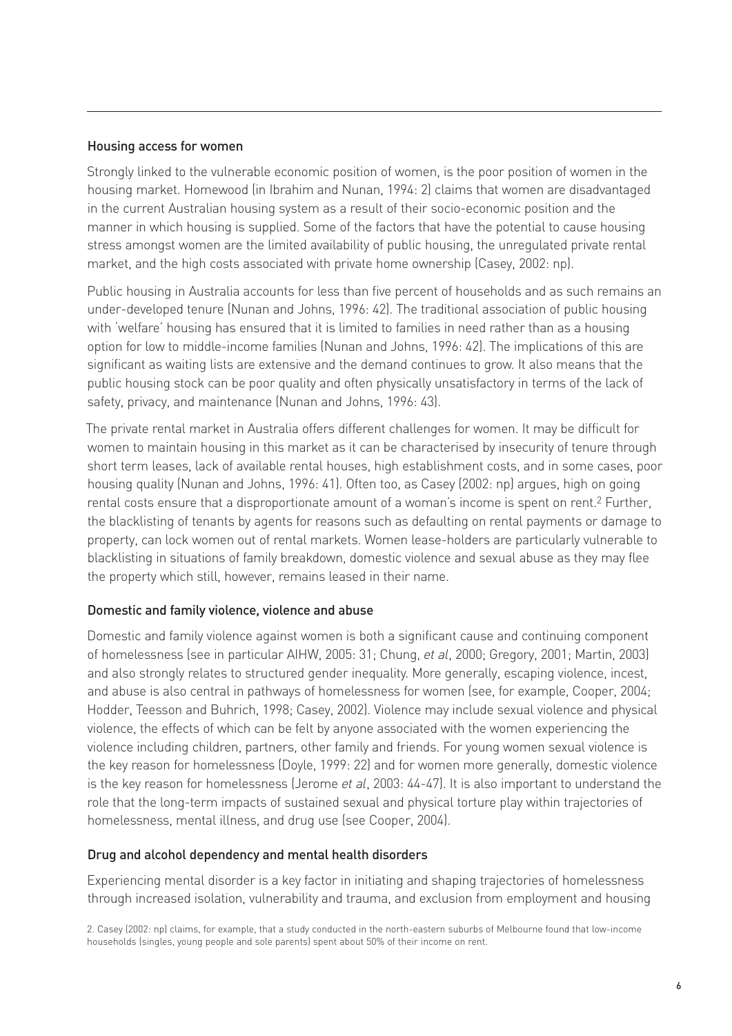### Housing access for women

Strongly linked to the vulnerable economic position of women, is the poor position of women in the housing market. Homewood (in Ibrahim and Nunan, 1994: 2) claims that women are disadvantaged in the current Australian housing system as a result of their socio-economic position and the manner in which housing is supplied. Some of the factors that have the potential to cause housing stress amongst women are the limited availability of public housing, the unregulated private rental market, and the high costs associated with private home ownership (Casey, 2002: np).

Public housing in Australia accounts for less than five percent of households and as such remains an under-developed tenure (Nunan and Johns, 1996: 42). The traditional association of public housing with 'welfare' housing has ensured that it is limited to families in need rather than as a housing option for low to middle-income families (Nunan and Johns, 1996: 42). The implications of this are significant as waiting lists are extensive and the demand continues to grow. It also means that the public housing stock can be poor quality and often physically unsatisfactory in terms of the lack of safety, privacy, and maintenance (Nunan and Johns, 1996: 43).

The private rental market in Australia offers different challenges for women. It may be difficult for women to maintain housing in this market as it can be characterised by insecurity of tenure through short term leases, lack of available rental houses, high establishment costs, and in some cases, poor housing quality (Nunan and Johns, 1996: 41). Often too, as Casey (2002: np) argues, high on going rental costs ensure that a disproportionate amount of a woman's income is spent on rent.[2] Further, the blacklisting of tenants by agents for reasons such as defaulting on rental payments or damage to property, can lock women out of rental markets. Women lease-holders are particularly vulnerable to blacklisting in situations of family breakdown, domestic violence and sexual abuse as they may flee the property which still, however, remains leased in their name.

### Domestic and family violence, violence and abuse

Domestic and family violence against women is both a significant cause and continuing component of homelessness (see in particular AIHW, 2005: 31; Chung, *et al*, 2000; Gregory, 2001; Martin, 2003) and also strongly relates to structured gender inequality. More generally, escaping violence, incest, and abuse is also central in pathways of homelessness for women (see, for example, Cooper, 2004; Hodder, Teesson and Buhrich, 1998; Casey, 2002). Violence may include sexual violence and physical violence, the effects of which can be felt by anyone associated with the women experiencing the violence including children, partners, other family and friends. For young women sexual violence is the key reason for homelessness (Doyle, 1999: 22) and for women more generally, domestic violence is the key reason for homelessness (Jerome *et al*, 2003: 44-47). It is also important to understand the role that the long-term impacts of sustained sexual and physical torture play within trajectories of homelessness, mental illness, and drug use (see Cooper, 2004).

### Drug and alcohol dependency and mental health disorders

Experiencing mental disorder is a key factor in initiating and shaping trajectories of homelessness through increased isolation, vulnerability and trauma, and exclusion from employment and housing

2. Casey (2002: np) claims, for example, that a study conducted in the north-eastern suburbs of Melbourne found that low-income households (singles, young people and sole parents) spent about 50% of their income on rent.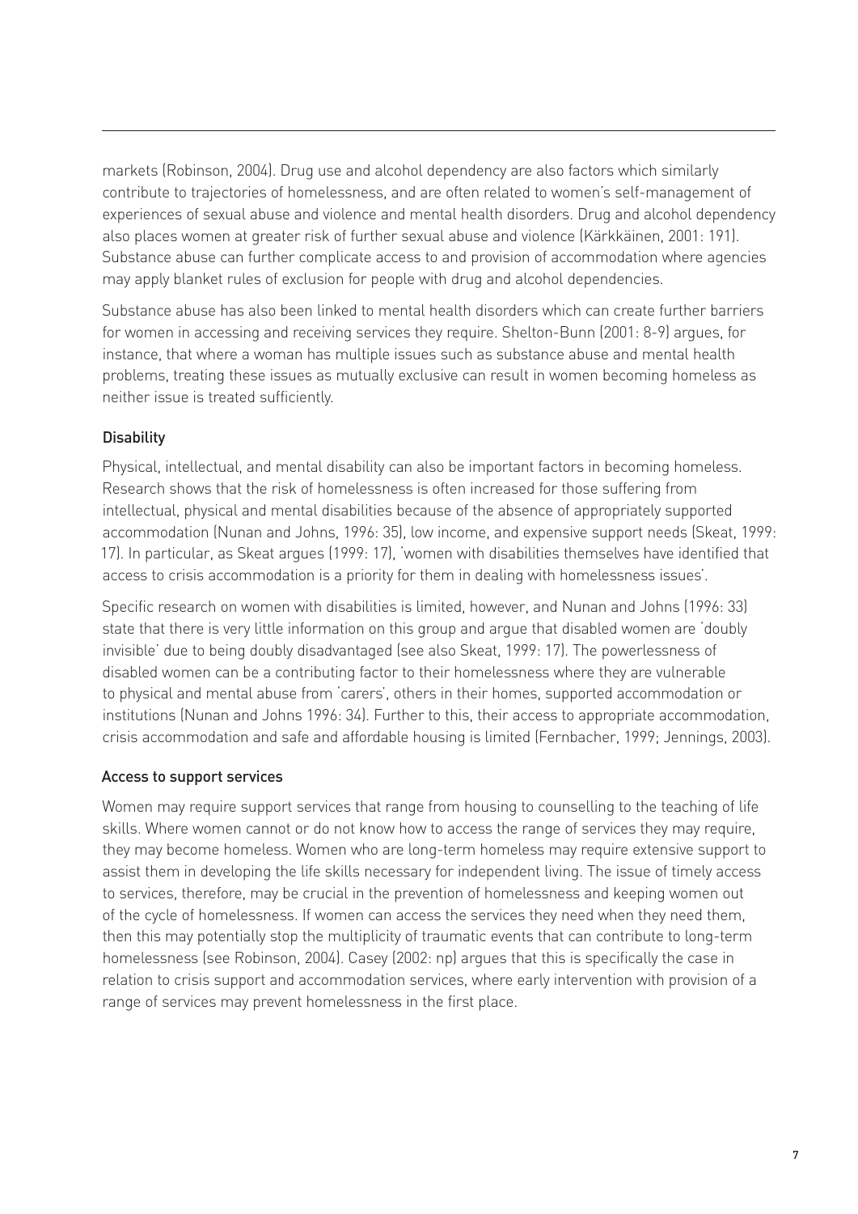markets (Robinson, 2004). Drug use and alcohol dependency are also factors which similarly contribute to trajectories of homelessness, and are often related to women's self-management of experiences of sexual abuse and violence and mental health disorders. Drug and alcohol dependency also places women at greater risk of further sexual abuse and violence (Kärkkäinen, 2001: 191). Substance abuse can further complicate access to and provision of accommodation where agencies may apply blanket rules of exclusion for people with drug and alcohol dependencies.

Substance abuse has also been linked to mental health disorders which can create further barriers for women in accessing and receiving services they require. Shelton-Bunn (2001: 8-9) argues, for instance, that where a woman has multiple issues such as substance abuse and mental health problems, treating these issues as mutually exclusive can result in women becoming homeless as neither issue is treated sufficiently.

### Disability

Physical, intellectual, and mental disability can also be important factors in becoming homeless. Research shows that the risk of homelessness is often increased for those suffering from intellectual, physical and mental disabilities because of the absence of appropriately supported accommodation (Nunan and Johns, 1996: 35), low income, and expensive support needs (Skeat, 1999: 17). In particular, as Skeat argues (1999: 17), 'women with disabilities themselves have identified that access to crisis accommodation is a priority for them in dealing with homelessness issues'.

Specific research on women with disabilities is limited, however, and Nunan and Johns (1996: 33) state that there is very little information on this group and argue that disabled women are 'doubly invisible' due to being doubly disadvantaged (see also Skeat, 1999: 17). The powerlessness of disabled women can be a contributing factor to their homelessness where they are vulnerable to physical and mental abuse from 'carers', others in their homes, supported accommodation or institutions (Nunan and Johns 1996: 34). Further to this, their access to appropriate accommodation, crisis accommodation and safe and affordable housing is limited (Fernbacher, 1999; Jennings, 2003).

### Access to support services

Women may require support services that range from housing to counselling to the teaching of life skills. Where women cannot or do not know how to access the range of services they may require, they may become homeless. Women who are long-term homeless may require extensive support to assist them in developing the life skills necessary for independent living. The issue of timely access to services, therefore, may be crucial in the prevention of homelessness and keeping women out of the cycle of homelessness. If women can access the services they need when they need them, then this may potentially stop the multiplicity of traumatic events that can contribute to long-term homelessness (see Robinson, 2004). Casey (2002: np) argues that this is specifically the case in relation to crisis support and accommodation services, where early intervention with provision of a range of services may prevent homelessness in the first place.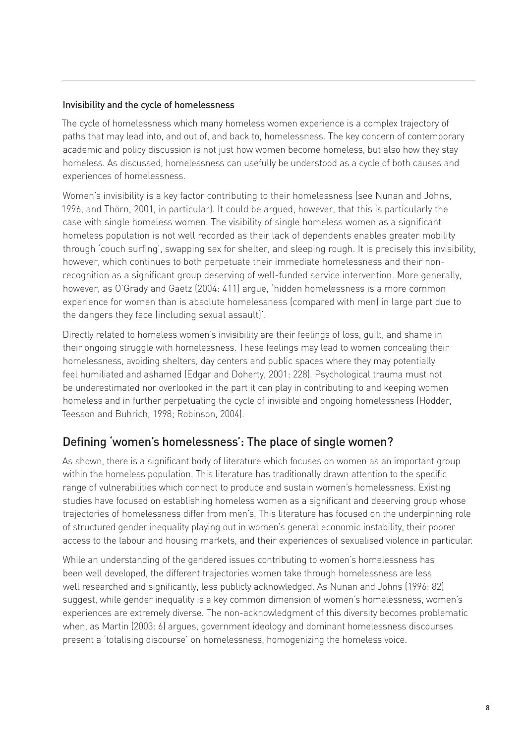### Invisibility and the cycle of homelessness

The cycle of homelessness which many homeless women experience is a complex trajectory of paths that may lead into, and out of, and back to, homelessness. The key concern of contemporary academic and policy discussion is not just how women become homeless, but also how they stay homeless. As discussed, homelessness can usefully be understood as a cycle of both causes and experiences of homelessness.

Women's invisibility is a key factor contributing to their homelessness (see Nunan and Johns, 1996, and Thörn, 2001, in particular). It could be argued, however, that this is particularly the case with single homeless women. The visibility of single homeless women as a significant homeless population is not well recorded as their lack of dependents enables greater mobility through 'couch surfing', swapping sex for shelter, and sleeping rough. It is precisely this invisibility, however, which continues to both perpetuate their immediate homelessness and their non-recognition as a significant group deserving of well-funded service intervention. More generally, however, as O'Grady and Gaetz (2004: 411) argue, 'hidden homelessness is a more common experience for women than is absolute homelessness (compared with men) in large part due to the dangers they face (including sexual assault)'.

Directly related to homeless women's invisibility are their feelings of loss, guilt, and shame in their ongoing struggle with homelessness. These feelings may lead to women concealing their homelessness, avoiding shelters, day centers and public spaces where they may potentially feel humiliated and ashamed (Edgar and Doherty, 2001: 228). Psychological trauma must not be underestimated nor overlooked in the part it can play in contributing to and keeping women homeless and in further perpetuating the cycle of invisible and ongoing homelessness (Hodder, Teesson and Buhrich, 1998; Robinson, 2004).

## Defining 'women's homelessness': The place of single women?

As shown, there is a significant body of literature which focuses on women as an important group within the homeless population. This literature has traditionally drawn attention to the specific range of vulnerabilities which connect to produce and sustain women's homelessness. Existing studies have focused on establishing homeless women as a significant and deserving group whose trajectories of homelessness differ from men's. This literature has focused on the underpinning role of structured gender inequality playing out in women's general economic instability, their poorer access to the labour and housing markets, and their experiences of sexualised violence in particular.

While an understanding of the gendered issues contributing to women's homelessness has been well developed, the different trajectories women take through homelessness are less well researched and significantly, less publicly acknowledged. As Nunan and Johns (1996: 82) suggest, while gender inequality is a key common dimension of women's homelessness, women's experiences are extremely diverse. The non-acknowledgment of this diversity becomes problematic when, as Martin (2003: 6) argues, government ideology and dominant homelessness discourses present a 'totalising discourse' on homelessness, homogenizing the homeless voice.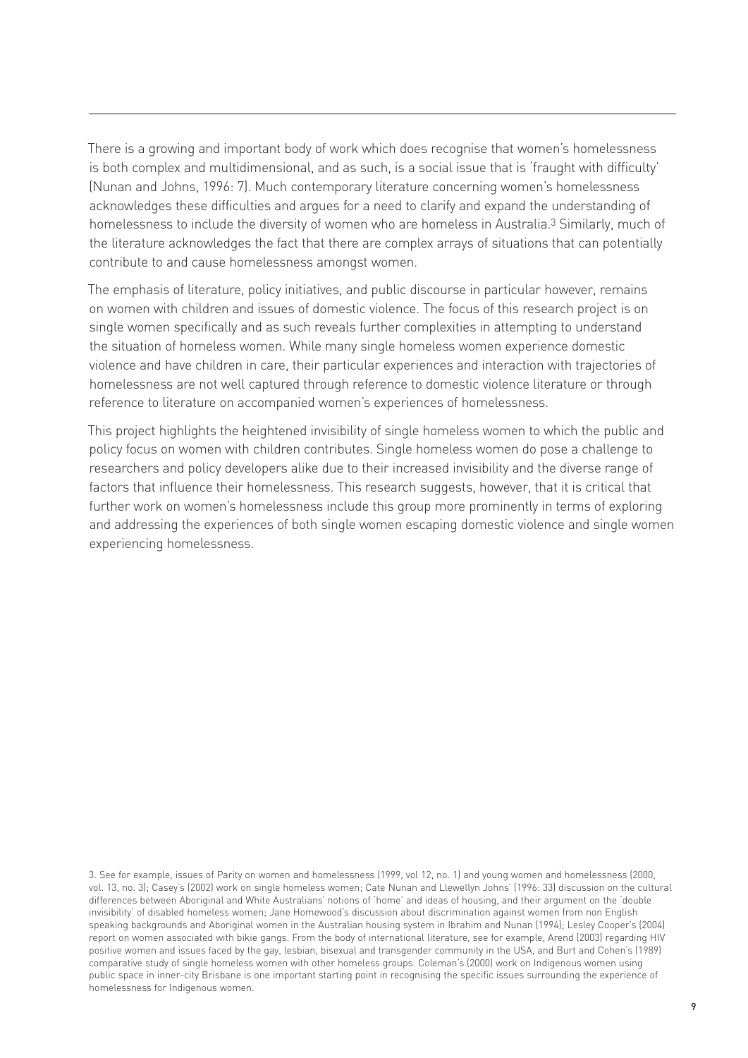There is a growing and important body of work which does recognise that women's homelessness is both complex and multidimensional, and as such, is a social issue that is 'fraught with difficulty' (Nunan and Johns, 1996: 7). Much contemporary literature concerning women's homelessness acknowledges these difficulties and argues for a need to clarify and expand the understanding of homelessness to include the diversity of women who are homeless in Australia.[3] Similarly, much of the literature acknowledges the fact that there are complex arrays of situations that can potentially contribute to and cause homelessness amongst women.

The emphasis of literature, policy initiatives, and public discourse in particular however, remains on women with children and issues of domestic violence. The focus of this research project is on single women specifically and as such reveals further complexities in attempting to understand the situation of homeless women. While many single homeless women experience domestic violence and have children in care, their particular experiences and interaction with trajectories of homelessness are not well captured through reference to domestic violence literature or through reference to literature on accompanied women's experiences of homelessness.

This project highlights the heightened invisibility of single homeless women to which the public and policy focus on women with children contributes. Single homeless women do pose a challenge to researchers and policy developers alike due to their increased invisibility and the diverse range of factors that influence their homelessness. This research suggests, however, that it is critical that further work on women's homelessness include this group more prominently in terms of exploring and addressing the experiences of both single women escaping domestic violence and single women experiencing homelessness.

3. See for example, issues of Parity on women and homelessness (1999, vol 12, no. 1) and young women and homelessness (2000, vol. 13, no. 3); Casey's (2002) work on single homeless women; Cate Nunan and Llewellyn Johns' (1996: 33) discussion on the cultural differences between Aboriginal and White Australians' notions of 'home' and ideas of housing, and their argument on the 'double invisibility' of disabled homeless women; Jane Homewood's discussion about discrimination against women from non English speaking backgrounds and Aboriginal women in the Australian housing system in Ibrahim and Nunan (1994); Lesley Cooper's (2004) report on women associated with bikie gangs. From the body of international literature, see for example, Arend (2003) regarding HIV positive women and issues faced by the gay, lesbian, bisexual and transgender community in the USA, and Burt and Cohen's (1989) comparative study of single homeless women with other homeless groups. Coleman's (2000) work on Indigenous women using public space in inner-city Brisbane is one important starting point in recognising the specific issues surrounding the experience of homelessness for Indigenous women.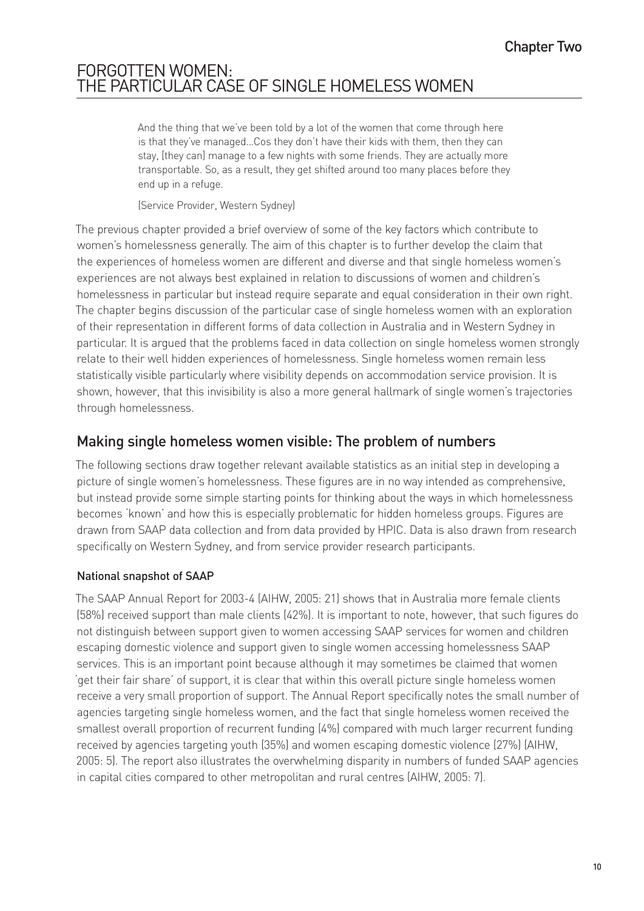# Chapter Two

## FORGOTTEN WOMEN: THE PARTICULAR CASE OF SINGLE HOMELESS WOMEN

> And the thing that we've been told by a lot of the women that come through here is that they've managed...Cos they don't have their kids with them, then they can stay, [they can] manage to a few nights with some friends. They are actually more transportable. So, as a result, they get shifted around too many places before they end up in a refuge.
>
> (Service Provider, Western Sydney)

The previous chapter provided a brief overview of some of the key factors which contribute to women's homelessness generally. The aim of this chapter is to further develop the claim that the experiences of homeless women are different and diverse and that single homeless women's experiences are not always best explained in relation to discussions of women and children's homelessness in particular but instead require separate and equal consideration in their own right. The chapter begins discussion of the particular case of single homeless women with an exploration of their representation in different forms of data collection in Australia and in Western Sydney in particular. It is argued that the problems faced in data collection on single homeless women strongly relate to their well hidden experiences of homelessness. Single homeless women remain less statistically visible particularly where visibility depends on accommodation service provision. It is shown, however, that this invisibility is also a more general hallmark of single women's trajectories through homelessness.

## Making single homeless women visible: The problem of numbers

The following sections draw together relevant available statistics as an initial step in developing a picture of single women's homelessness. These figures are in no way intended as comprehensive, but instead provide some simple starting points for thinking about the ways in which homelessness becomes 'known' and how this is especially problematic for hidden homeless groups. Figures are drawn from SAAP data collection and from data provided by HPIC. Data is also drawn from research specifically on Western Sydney, and from service provider research participants.

### National snapshot of SAAP

The SAAP Annual Report for 2003-4 (AIHW, 2005: 21) shows that in Australia more female clients (58%) received support than male clients (42%). It is important to note, however, that such figures do not distinguish between support given to women accessing SAAP services for women and children escaping domestic violence and support given to single women accessing homelessness SAAP services. This is an important point because although it may sometimes be claimed that women 'get their fair share' of support, it is clear that within this overall picture single homeless women receive a very small proportion of support. The Annual Report specifically notes the small number of agencies targeting single homeless women, and the fact that single homeless women received the smallest overall proportion of recurrent funding (4%) compared with much larger recurrent funding received by agencies targeting youth (35%) and women escaping domestic violence (27%) (AIHW, 2005: 5). The report also illustrates the overwhelming disparity in numbers of funded SAAP agencies in capital cities compared to other metropolitan and rural centres (AIHW, 2005: 7).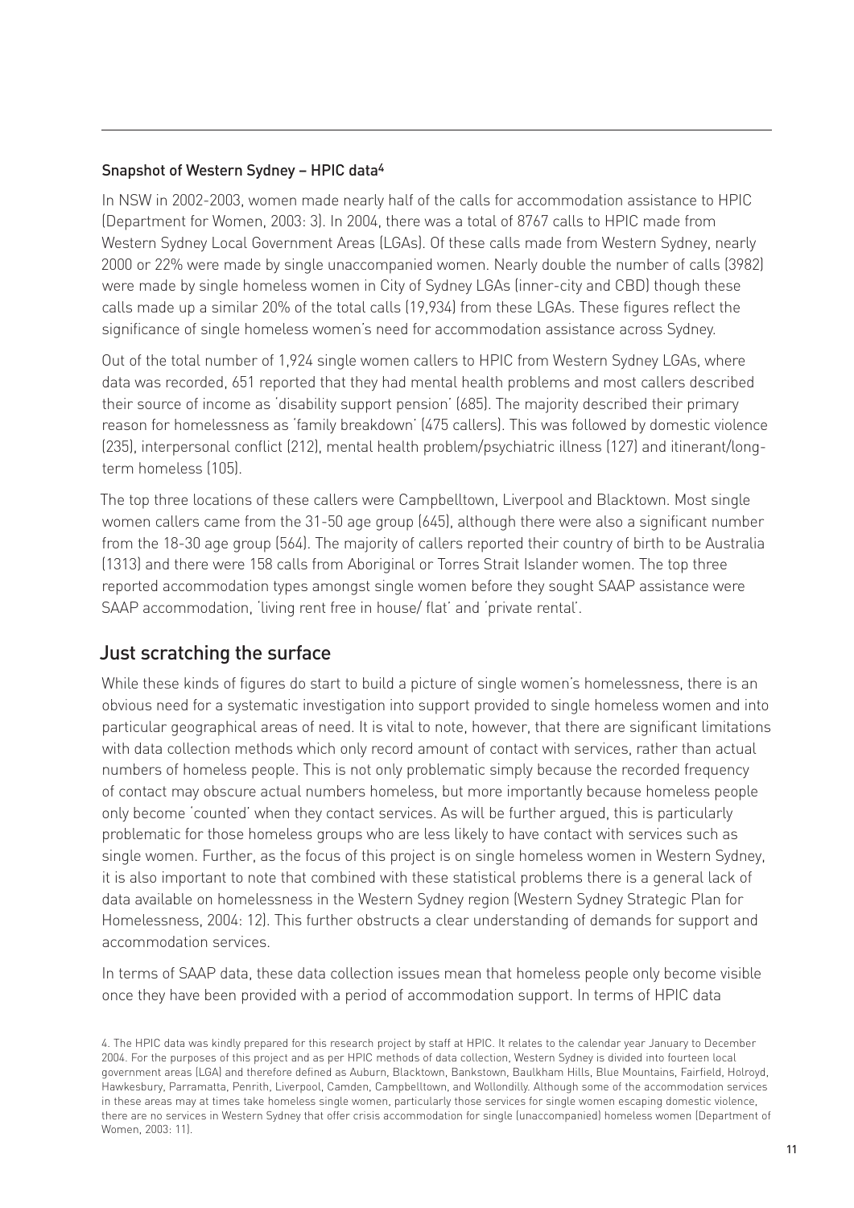### Snapshot of Western Sydney – HPIC data[4]

In NSW in 2002-2003, women made nearly half of the calls for accommodation assistance to HPIC (Department for Women, 2003: 3). In 2004, there was a total of 8767 calls to HPIC made from Western Sydney Local Government Areas (LGAs). Of these calls made from Western Sydney, nearly 2000 or 22% were made by single unaccompanied women. Nearly double the number of calls (3982) were made by single homeless women in City of Sydney LGAs (inner-city and CBD) though these calls made up a similar 20% of the total calls (19,934) from these LGAs. These figures reflect the significance of single homeless women's need for accommodation assistance across Sydney.

Out of the total number of 1,924 single women callers to HPIC from Western Sydney LGAs, where data was recorded, 651 reported that they had mental health problems and most callers described their source of income as 'disability support pension' (685). The majority described their primary reason for homelessness as 'family breakdown' (475 callers). This was followed by domestic violence (235), interpersonal conflict (212), mental health problem/psychiatric illness (127) and itinerant/long-term homeless (105).

The top three locations of these callers were Campbelltown, Liverpool and Blacktown. Most single women callers came from the 31-50 age group (645), although there were also a significant number from the 18-30 age group (564). The majority of callers reported their country of birth to be Australia (1313) and there were 158 calls from Aboriginal or Torres Strait Islander women. The top three reported accommodation types amongst single women before they sought SAAP assistance were SAAP accommodation, 'living rent free in house/ flat' and 'private rental'.

## Just scratching the surface

While these kinds of figures do start to build a picture of single women's homelessness, there is an obvious need for a systematic investigation into support provided to single homeless women and into particular geographical areas of need. It is vital to note, however, that there are significant limitations with data collection methods which only record amount of contact with services, rather than actual numbers of homeless people. This is not only problematic simply because the recorded frequency of contact may obscure actual numbers homeless, but more importantly because homeless people only become 'counted' when they contact services. As will be further argued, this is particularly problematic for those homeless groups who are less likely to have contact with services such as single women. Further, as the focus of this project is on single homeless women in Western Sydney, it is also important to note that combined with these statistical problems there is a general lack of data available on homelessness in the Western Sydney region (Western Sydney Strategic Plan for Homelessness, 2004: 12). This further obstructs a clear understanding of demands for support and accommodation services.

In terms of SAAP data, these data collection issues mean that homeless people only become visible once they have been provided with a period of accommodation support. In terms of HPIC data

4. The HPIC data was kindly prepared for this research project by staff at HPIC. It relates to the calendar year January to December 2004. For the purposes of this project and as per HPIC methods of data collection, Western Sydney is divided into fourteen local government areas (LGA) and therefore defined as Auburn, Blacktown, Bankstown, Baulkham Hills, Blue Mountains, Fairfield, Holroyd, Hawkesbury, Parramatta, Penrith, Liverpool, Camden, Campbelltown, and Wollondilly. Although some of the accommodation services in these areas may at times take homeless single women, particularly those services for single women escaping domestic violence, there are no services in Western Sydney that offer crisis accommodation for single (unaccompanied) homeless women (Department of Women, 2003: 11).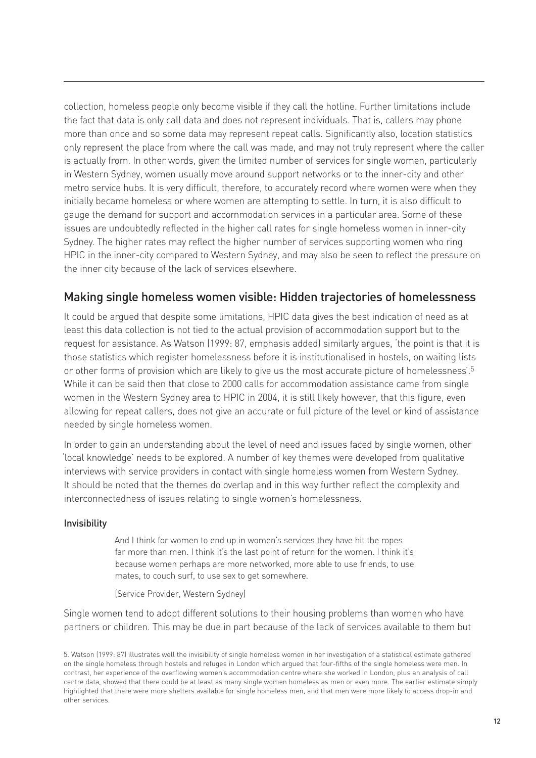collection, homeless people only become visible if they call the hotline. Further limitations include the fact that data is only call data and does not represent individuals. That is, callers may phone more than once and so some data may represent repeat calls. Significantly also, location statistics only represent the place from where the call was made, and may not truly represent where the caller is actually from. In other words, given the limited number of services for single women, particularly in Western Sydney, women usually move around support networks or to the inner-city and other metro service hubs. It is very difficult, therefore, to accurately record where women were when they initially became homeless or where women are attempting to settle. In turn, it is also difficult to gauge the demand for support and accommodation services in a particular area. Some of these issues are undoubtedly reflected in the higher call rates for single homeless women in inner-city Sydney. The higher rates may reflect the higher number of services supporting women who ring HPIC in the inner-city compared to Western Sydney, and may also be seen to reflect the pressure on the inner city because of the lack of services elsewhere.

## Making single homeless women visible: Hidden trajectories of homelessness

It could be argued that despite some limitations, HPIC data gives the best indication of need as at least this data collection is not tied to the actual provision of accommodation support but to the request for assistance. As Watson (1999: 87, emphasis added) similarly argues, 'the point is that it is those statistics which register homelessness before it is institutionalised in hostels, on waiting lists or other forms of provision which are likely to give us the most accurate picture of homelessness'.[5] While it can be said then that close to 2000 calls for accommodation assistance came from single women in the Western Sydney area to HPIC in 2004, it is still likely however, that this figure, even allowing for repeat callers, does not give an accurate or full picture of the level or kind of assistance needed by single homeless women.

In order to gain an understanding about the level of need and issues faced by single women, other 'local knowledge' needs to be explored. A number of key themes were developed from qualitative interviews with service providers in contact with single homeless women from Western Sydney. It should be noted that the themes do overlap and in this way further reflect the complexity and interconnectedness of issues relating to single women's homelessness.

#### Invisibility

> And I think for women to end up in women's services they have hit the ropes far more than men. I think it's the last point of return for the women. I think it's because women perhaps are more networked, more able to use friends, to use mates, to couch surf, to use sex to get somewhere.
>
> (Service Provider, Western Sydney)

Single women tend to adopt different solutions to their housing problems than women who have partners or children. This may be due in part because of the lack of services available to them but

5. Watson (1999: 87) illustrates well the invisibility of single homeless women in her investigation of a statistical estimate gathered on the single homeless through hostels and refuges in London which argued that four-fifths of the single homeless were men. In contrast, her experience of the overflowing women's accommodation centre where she worked in London, plus an analysis of call centre data, showed that there could be at least as many single women homeless as men or even more. The earlier estimate simply highlighted that there were more shelters available for single homeless men, and that men were more likely to access drop-in and other services.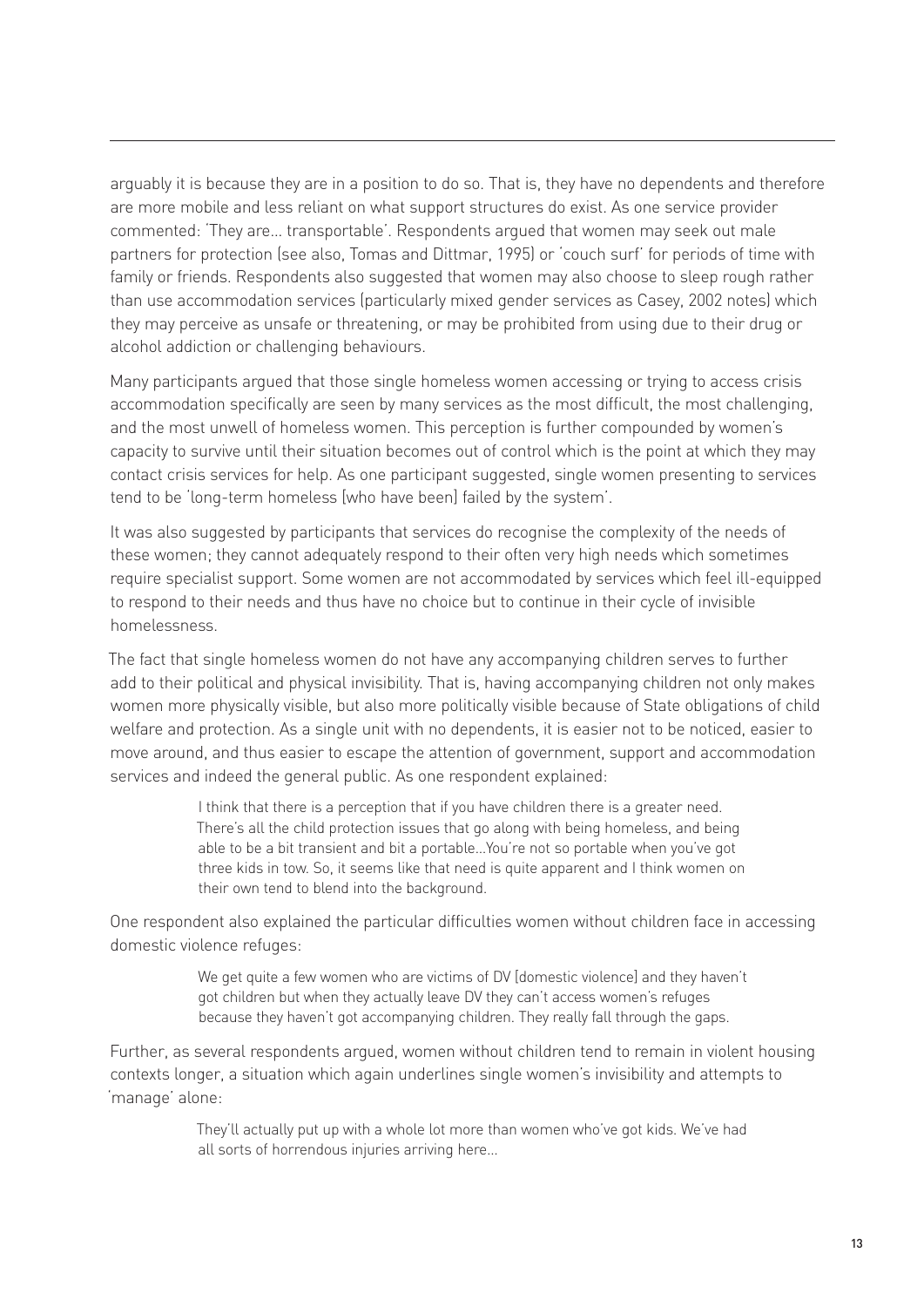arguably it is because they are in a position to do so. That is, they have no dependents and therefore are more mobile and less reliant on what support structures do exist. As one service provider commented: 'They are… transportable'. Respondents argued that women may seek out male partners for protection (see also, Tomas and Dittmar, 1995) or 'couch surf' for periods of time with family or friends. Respondents also suggested that women may also choose to sleep rough rather than use accommodation services (particularly mixed gender services as Casey, 2002 notes) which they may perceive as unsafe or threatening, or may be prohibited from using due to their drug or alcohol addiction or challenging behaviours.

Many participants argued that those single homeless women accessing or trying to access crisis accommodation specifically are seen by many services as the most difficult, the most challenging, and the most unwell of homeless women. This perception is further compounded by women's capacity to survive until their situation becomes out of control which is the point at which they may contact crisis services for help. As one participant suggested, single women presenting to services tend to be 'long-term homeless [who have been] failed by the system'.

It was also suggested by participants that services do recognise the complexity of the needs of these women; they cannot adequately respond to their often very high needs which sometimes require specialist support. Some women are not accommodated by services which feel ill-equipped to respond to their needs and thus have no choice but to continue in their cycle of invisible homelessness.

The fact that single homeless women do not have any accompanying children serves to further add to their political and physical invisibility. That is, having accompanying children not only makes women more physically visible, but also more politically visible because of State obligations of child welfare and protection. As a single unit with no dependents, it is easier not to be noticed, easier to move around, and thus easier to escape the attention of government, support and accommodation services and indeed the general public. As one respondent explained:

> I think that there is a perception that if you have children there is a greater need. There's all the child protection issues that go along with being homeless, and being able to be a bit transient and bit a portable…You're not so portable when you've got three kids in tow. So, it seems like that need is quite apparent and I think women on their own tend to blend into the background.

One respondent also explained the particular difficulties women without children face in accessing domestic violence refuges:

> We get quite a few women who are victims of DV [domestic violence] and they haven't got children but when they actually leave DV they can't access women's refuges because they haven't got accompanying children. They really fall through the gaps.

Further, as several respondents argued, women without children tend to remain in violent housing contexts longer, a situation which again underlines single women's invisibility and attempts to 'manage' alone:

> They'll actually put up with a whole lot more than women who've got kids. We've had all sorts of horrendous injuries arriving here…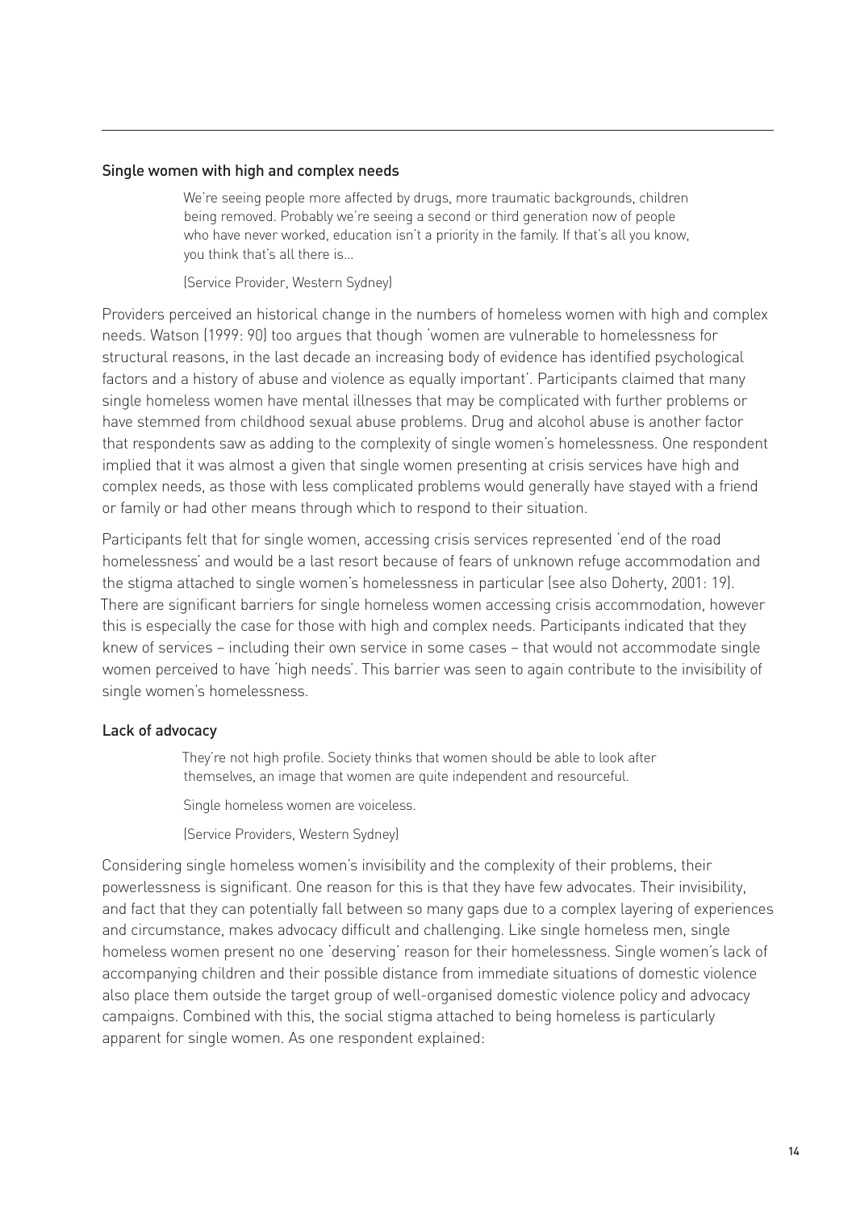### Single women with high and complex needs

> We're seeing people more affected by drugs, more traumatic backgrounds, children being removed. Probably we're seeing a second or third generation now of people who have never worked, education isn't a priority in the family. If that's all you know, you think that's all there is…
>
> (Service Provider, Western Sydney)

Providers perceived an historical change in the numbers of homeless women with high and complex needs. Watson (1999: 90) too argues that though 'women are vulnerable to homelessness for structural reasons, in the last decade an increasing body of evidence has identified psychological factors and a history of abuse and violence as equally important'. Participants claimed that many single homeless women have mental illnesses that may be complicated with further problems or have stemmed from childhood sexual abuse problems. Drug and alcohol abuse is another factor that respondents saw as adding to the complexity of single women's homelessness. One respondent implied that it was almost a given that single women presenting at crisis services have high and complex needs, as those with less complicated problems would generally have stayed with a friend or family or had other means through which to respond to their situation.

Participants felt that for single women, accessing crisis services represented 'end of the road homelessness' and would be a last resort because of fears of unknown refuge accommodation and the stigma attached to single women's homelessness in particular (see also Doherty, 2001: 19). There are significant barriers for single homeless women accessing crisis accommodation, however this is especially the case for those with high and complex needs. Participants indicated that they knew of services – including their own service in some cases – that would not accommodate single women perceived to have 'high needs'. This barrier was seen to again contribute to the invisibility of single women's homelessness.

### Lack of advocacy

> They're not high profile. Society thinks that women should be able to look after themselves, an image that women are quite independent and resourceful.
>
> Single homeless women are voiceless.
>
> (Service Providers, Western Sydney)

Considering single homeless women's invisibility and the complexity of their problems, their powerlessness is significant. One reason for this is that they have few advocates. Their invisibility, and fact that they can potentially fall between so many gaps due to a complex layering of experiences and circumstance, makes advocacy difficult and challenging. Like single homeless men, single homeless women present no one 'deserving' reason for their homelessness. Single women's lack of accompanying children and their possible distance from immediate situations of domestic violence also place them outside the target group of well-organised domestic violence policy and advocacy campaigns. Combined with this, the social stigma attached to being homeless is particularly apparent for single women. As one respondent explained: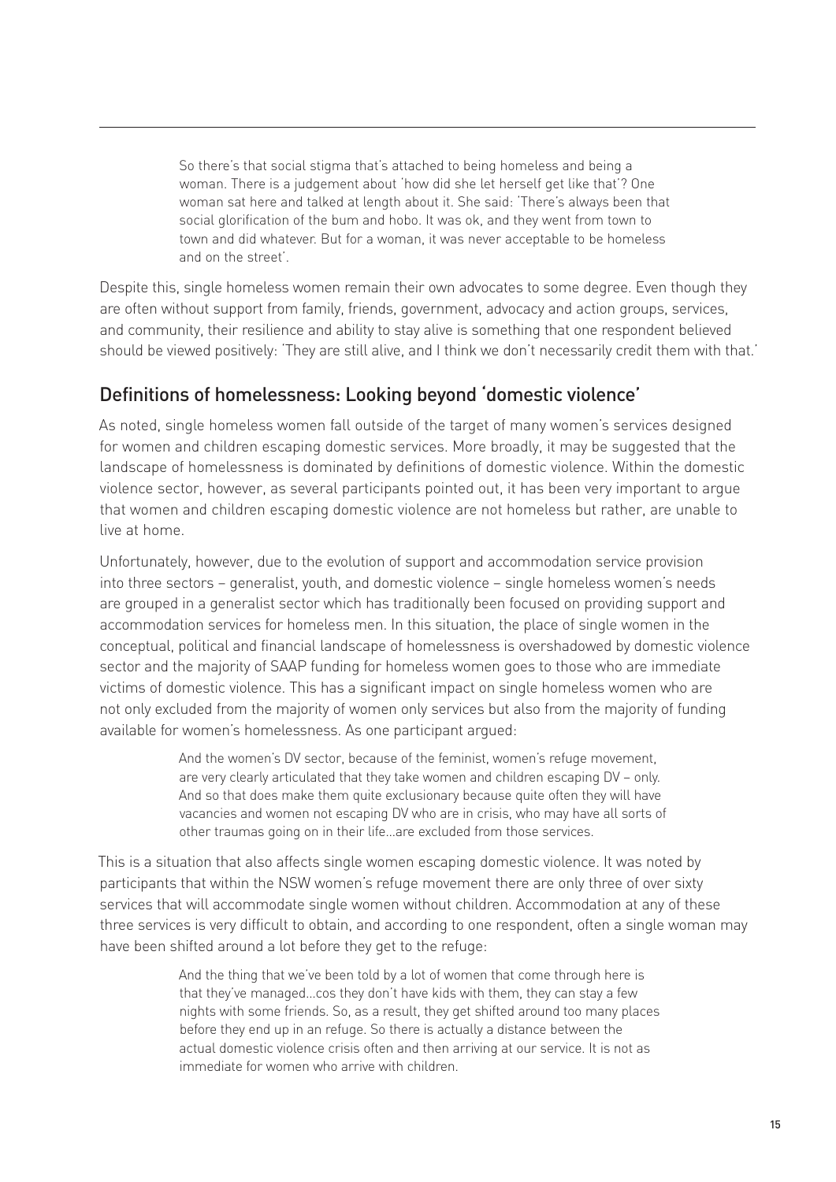> So there's that social stigma that's attached to being homeless and being a woman. There is a judgement about 'how did she let herself get like that'? One woman sat here and talked at length about it. She said: 'There's always been that social glorification of the bum and hobo. It was ok, and they went from town to town and did whatever. But for a woman, it was never acceptable to be homeless and on the street'.

Despite this, single homeless women remain their own advocates to some degree. Even though they are often without support from family, friends, government, advocacy and action groups, services, and community, their resilience and ability to stay alive is something that one respondent believed should be viewed positively: 'They are still alive, and I think we don't necessarily credit them with that.'

## Definitions of homelessness: Looking beyond 'domestic violence'

As noted, single homeless women fall outside of the target of many women's services designed for women and children escaping domestic services. More broadly, it may be suggested that the landscape of homelessness is dominated by definitions of domestic violence. Within the domestic violence sector, however, as several participants pointed out, it has been very important to argue that women and children escaping domestic violence are not homeless but rather, are unable to live at home.

Unfortunately, however, due to the evolution of support and accommodation service provision into three sectors – generalist, youth, and domestic violence – single homeless women's needs are grouped in a generalist sector which has traditionally been focused on providing support and accommodation services for homeless men. In this situation, the place of single women in the conceptual, political and financial landscape of homelessness is overshadowed by domestic violence sector and the majority of SAAP funding for homeless women goes to those who are immediate victims of domestic violence. This has a significant impact on single homeless women who are not only excluded from the majority of women only services but also from the majority of funding available for women's homelessness. As one participant argued:

> And the women's DV sector, because of the feminist, women's refuge movement, are very clearly articulated that they take women and children escaping DV – only. And so that does make them quite exclusionary because quite often they will have vacancies and women not escaping DV who are in crisis, who may have all sorts of other traumas going on in their life…are excluded from those services.

This is a situation that also affects single women escaping domestic violence. It was noted by participants that within the NSW women's refuge movement there are only three of over sixty services that will accommodate single women without children. Accommodation at any of these three services is very difficult to obtain, and according to one respondent, often a single woman may have been shifted around a lot before they get to the refuge:

> And the thing that we've been told by a lot of women that come through here is that they've managed…cos they don't have kids with them, they can stay a few nights with some friends. So, as a result, they get shifted around too many places before they end up in an refuge. So there is actually a distance between the actual domestic violence crisis often and then arriving at our service. It is not as immediate for women who arrive with children.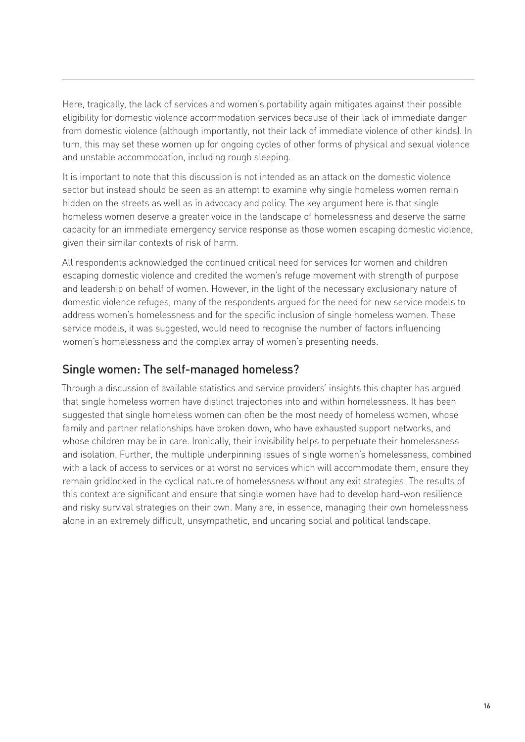Here, tragically, the lack of services and women's portability again mitigates against their possible eligibility for domestic violence accommodation services because of their lack of immediate danger from domestic violence (although importantly, not their lack of immediate violence of other kinds). In turn, this may set these women up for ongoing cycles of other forms of physical and sexual violence and unstable accommodation, including rough sleeping.

It is important to note that this discussion is not intended as an attack on the domestic violence sector but instead should be seen as an attempt to examine why single homeless women remain hidden on the streets as well as in advocacy and policy. The key argument here is that single homeless women deserve a greater voice in the landscape of homelessness and deserve the same capacity for an immediate emergency service response as those women escaping domestic violence, given their similar contexts of risk of harm.

All respondents acknowledged the continued critical need for services for women and children escaping domestic violence and credited the women's refuge movement with strength of purpose and leadership on behalf of women. However, in the light of the necessary exclusionary nature of domestic violence refuges, many of the respondents argued for the need for new service models to address women's homelessness and for the specific inclusion of single homeless women. These service models, it was suggested, would need to recognise the number of factors influencing women's homelessness and the complex array of women's presenting needs.

## Single women: The self-managed homeless?

Through a discussion of available statistics and service providers' insights this chapter has argued that single homeless women have distinct trajectories into and within homelessness. It has been suggested that single homeless women can often be the most needy of homeless women, whose family and partner relationships have broken down, who have exhausted support networks, and whose children may be in care. Ironically, their invisibility helps to perpetuate their homelessness and isolation. Further, the multiple underpinning issues of single women's homelessness, combined with a lack of access to services or at worst no services which will accommodate them, ensure they remain gridlocked in the cyclical nature of homelessness without any exit strategies. The results of this context are significant and ensure that single women have had to develop hard-won resilience and risky survival strategies on their own. Many are, in essence, managing their own homelessness alone in an extremely difficult, unsympathetic, and uncaring social and political landscape.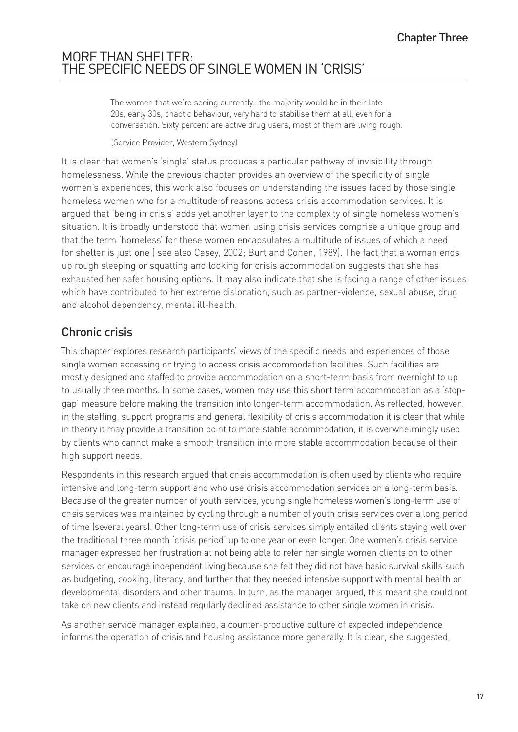# MORE THAN SHELTER: THE SPECIFIC NEEDS OF SINGLE WOMEN IN 'CRISIS'

> The women that we're seeing currently...the majority would be in their late 20s, early 30s, chaotic behaviour, very hard to stabilise them at all, even for a conversation. Sixty percent are active drug users, most of them are living rough.
>
> (Service Provider, Western Sydney)

It is clear that women's 'single' status produces a particular pathway of invisibility through homelessness. While the previous chapter provides an overview of the specificity of single women's experiences, this work also focuses on understanding the issues faced by those single homeless women who for a multitude of reasons access crisis accommodation services. It is argued that 'being in crisis' adds yet another layer to the complexity of single homeless women's situation. It is broadly understood that women using crisis services comprise a unique group and that the term 'homeless' for these women encapsulates a multitude of issues of which a need for shelter is just one ( see also Casey, 2002; Burt and Cohen, 1989). The fact that a woman ends up rough sleeping or squatting and looking for crisis accommodation suggests that she has exhausted her safer housing options. It may also indicate that she is facing a range of other issues which have contributed to her extreme dislocation, such as partner-violence, sexual abuse, drug and alcohol dependency, mental ill-health.

## Chronic crisis

This chapter explores research participants' views of the specific needs and experiences of those single women accessing or trying to access crisis accommodation facilities. Such facilities are mostly designed and staffed to provide accommodation on a short-term basis from overnight to up to usually three months. In some cases, women may use this short term accommodation as a 'stop-gap' measure before making the transition into longer-term accommodation. As reflected, however, in the staffing, support programs and general flexibility of crisis accommodation it is clear that while in theory it may provide a transition point to more stable accommodation, it is overwhelmingly used by clients who cannot make a smooth transition into more stable accommodation because of their high support needs.

Respondents in this research argued that crisis accommodation is often used by clients who require intensive and long-term support and who use crisis accommodation services on a long-term basis. Because of the greater number of youth services, young single homeless women's long-term use of crisis services was maintained by cycling through a number of youth crisis services over a long period of time (several years). Other long-term use of crisis services simply entailed clients staying well over the traditional three month 'crisis period' up to one year or even longer. One women's crisis service manager expressed her frustration at not being able to refer her single women clients on to other services or encourage independent living because she felt they did not have basic survival skills such as budgeting, cooking, literacy, and further that they needed intensive support with mental health or developmental disorders and other trauma. In turn, as the manager argued, this meant she could not take on new clients and instead regularly declined assistance to other single women in crisis.

As another service manager explained, a counter-productive culture of expected independence informs the operation of crisis and housing assistance more generally. It is clear, she suggested,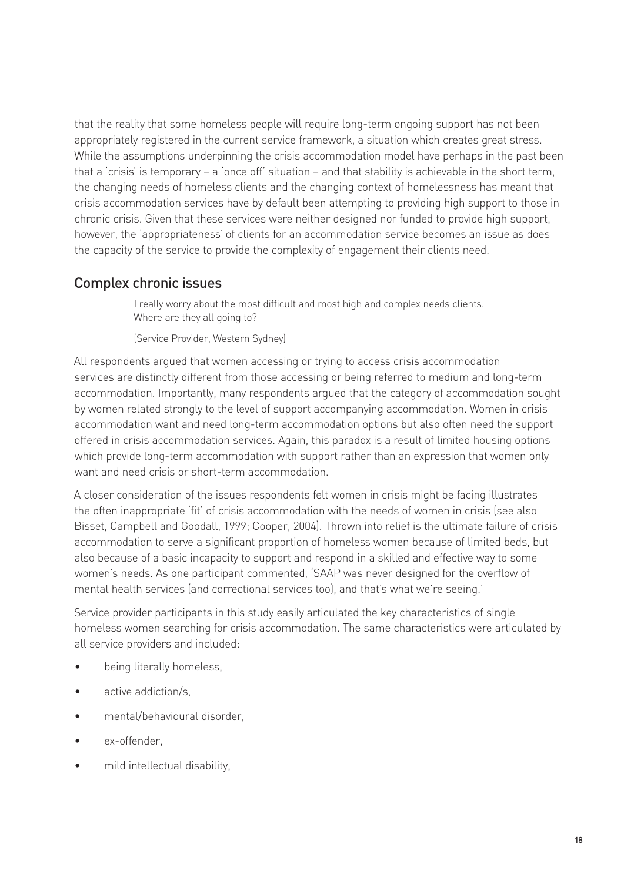that the reality that some homeless people will require long-term ongoing support has not been appropriately registered in the current service framework, a situation which creates great stress. While the assumptions underpinning the crisis accommodation model have perhaps in the past been that a 'crisis' is temporary – a 'once off' situation – and that stability is achievable in the short term, the changing needs of homeless clients and the changing context of homelessness has meant that crisis accommodation services have by default been attempting to providing high support to those in chronic crisis. Given that these services were neither designed nor funded to provide high support, however, the 'appropriateness' of clients for an accommodation service becomes an issue as does the capacity of the service to provide the complexity of engagement their clients need.

## Complex chronic issues

> I really worry about the most difficult and most high and complex needs clients. Where are they all going to?
>
> (Service Provider, Western Sydney)

All respondents argued that women accessing or trying to access crisis accommodation services are distinctly different from those accessing or being referred to medium and long-term accommodation. Importantly, many respondents argued that the category of accommodation sought by women related strongly to the level of support accompanying accommodation. Women in crisis accommodation want and need long-term accommodation options but also often need the support offered in crisis accommodation services. Again, this paradox is a result of limited housing options which provide long-term accommodation with support rather than an expression that women only want and need crisis or short-term accommodation.

A closer consideration of the issues respondents felt women in crisis might be facing illustrates the often inappropriate 'fit' of crisis accommodation with the needs of women in crisis (see also Bisset, Campbell and Goodall, 1999; Cooper, 2004). Thrown into relief is the ultimate failure of crisis accommodation to serve a significant proportion of homeless women because of limited beds, but also because of a basic incapacity to support and respond in a skilled and effective way to some women's needs. As one participant commented, 'SAAP was never designed for the overflow of mental health services (and correctional services too), and that's what we're seeing.'

Service provider participants in this study easily articulated the key characteristics of single homeless women searching for crisis accommodation. The same characteristics were articulated by all service providers and included:

- being literally homeless,
- active addiction/s,
- mental/behavioural disorder,
- ex-offender,
- mild intellectual disability,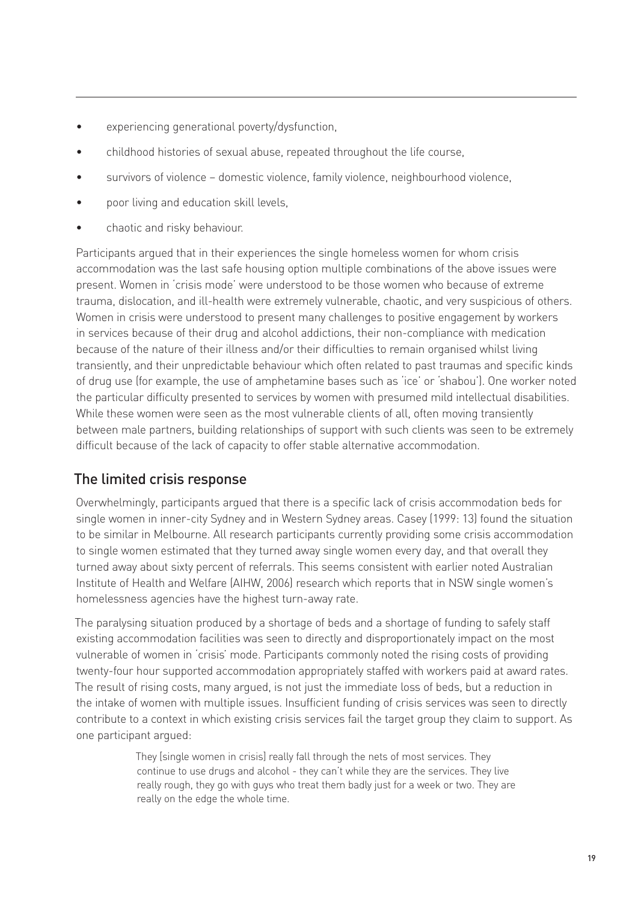- experiencing generational poverty/dysfunction,
- childhood histories of sexual abuse, repeated throughout the life course,
- survivors of violence – domestic violence, family violence, neighbourhood violence,
- poor living and education skill levels,
- chaotic and risky behaviour.

Participants argued that in their experiences the single homeless women for whom crisis accommodation was the last safe housing option multiple combinations of the above issues were present. Women in 'crisis mode' were understood to be those women who because of extreme trauma, dislocation, and ill-health were extremely vulnerable, chaotic, and very suspicious of others. Women in crisis were understood to present many challenges to positive engagement by workers in services because of their drug and alcohol addictions, their non-compliance with medication because of the nature of their illness and/or their difficulties to remain organised whilst living transiently, and their unpredictable behaviour which often related to past traumas and specific kinds of drug use (for example, the use of amphetamine bases such as 'ice' or 'shabou'). One worker noted the particular difficulty presented to services by women with presumed mild intellectual disabilities. While these women were seen as the most vulnerable clients of all, often moving transiently between male partners, building relationships of support with such clients was seen to be extremely difficult because of the lack of capacity to offer stable alternative accommodation.

## The limited crisis response

Overwhelmingly, participants argued that there is a specific lack of crisis accommodation beds for single women in inner-city Sydney and in Western Sydney areas. Casey (1999: 13) found the situation to be similar in Melbourne. All research participants currently providing some crisis accommodation to single women estimated that they turned away single women every day, and that overall they turned away about sixty percent of referrals. This seems consistent with earlier noted Australian Institute of Health and Welfare (AIHW, 2006) research which reports that in NSW single women's homelessness agencies have the highest turn-away rate.

The paralysing situation produced by a shortage of beds and a shortage of funding to safely staff existing accommodation facilities was seen to directly and disproportionately impact on the most vulnerable of women in 'crisis' mode. Participants commonly noted the rising costs of providing twenty-four hour supported accommodation appropriately staffed with workers paid at award rates. The result of rising costs, many argued, is not just the immediate loss of beds, but a reduction in the intake of women with multiple issues. Insufficient funding of crisis services was seen to directly contribute to a context in which existing crisis services fail the target group they claim to support. As one participant argued:

> They [single women in crisis] really fall through the nets of most services. They continue to use drugs and alcohol - they can't while they are the services. They live really rough, they go with guys who treat them badly just for a week or two. They are really on the edge the whole time.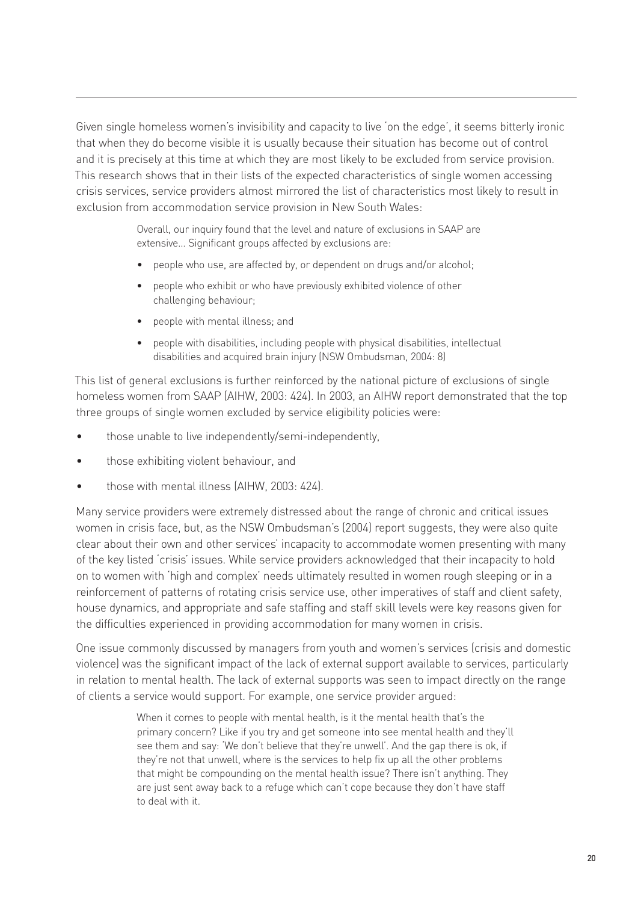Given single homeless women's invisibility and capacity to live 'on the edge', it seems bitterly ironic that when they do become visible it is usually because their situation has become out of control and it is precisely at this time at which they are most likely to be excluded from service provision. This research shows that in their lists of the expected characteristics of single women accessing crisis services, service providers almost mirrored the list of characteristics most likely to result in exclusion from accommodation service provision in New South Wales:

> Overall, our inquiry found that the level and nature of exclusions in SAAP are extensive… Significant groups affected by exclusions are:
>
> - people who use, are affected by, or dependent on drugs and/or alcohol;
> - people who exhibit or who have previously exhibited violence of other challenging behaviour;
> - people with mental illness; and
> - people with disabilities, including people with physical disabilities, intellectual disabilities and acquired brain injury (NSW Ombudsman, 2004: 8)

This list of general exclusions is further reinforced by the national picture of exclusions of single homeless women from SAAP (AIHW, 2003: 424). In 2003, an AIHW report demonstrated that the top three groups of single women excluded by service eligibility policies were:

- those unable to live independently/semi-independently,
- those exhibiting violent behaviour, and
- those with mental illness (AIHW, 2003: 424).

Many service providers were extremely distressed about the range of chronic and critical issues women in crisis face, but, as the NSW Ombudsman's (2004) report suggests, they were also quite clear about their own and other services' incapacity to accommodate women presenting with many of the key listed 'crisis' issues. While service providers acknowledged that their incapacity to hold on to women with 'high and complex' needs ultimately resulted in women rough sleeping or in a reinforcement of patterns of rotating crisis service use, other imperatives of staff and client safety, house dynamics, and appropriate and safe staffing and staff skill levels were key reasons given for the difficulties experienced in providing accommodation for many women in crisis.

One issue commonly discussed by managers from youth and women's services (crisis and domestic violence) was the significant impact of the lack of external support available to services, particularly in relation to mental health. The lack of external supports was seen to impact directly on the range of clients a service would support. For example, one service provider argued:

> When it comes to people with mental health, is it the mental health that's the primary concern? Like if you try and get someone into see mental health and they'll see them and say: 'We don't believe that they're unwell'. And the gap there is ok, if they're not that unwell, where is the services to help fix up all the other problems that might be compounding on the mental health issue? There isn't anything. They are just sent away back to a refuge which can't cope because they don't have staff to deal with it.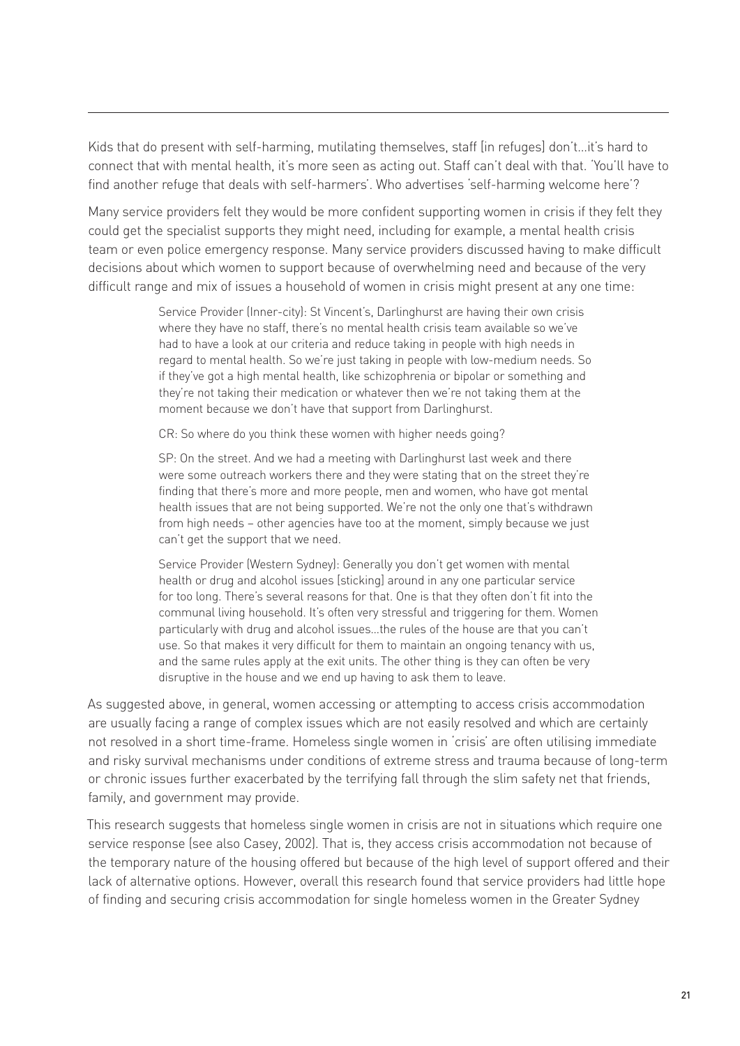Kids that do present with self-harming, mutilating themselves, staff [in refuges] don't…it's hard to connect that with mental health, it's more seen as acting out. Staff can't deal with that. 'You'll have to find another refuge that deals with self-harmers'. Who advertises 'self-harming welcome here'?

Many service providers felt they would be more confident supporting women in crisis if they felt they could get the specialist supports they might need, including for example, a mental health crisis team or even police emergency response. Many service providers discussed having to make difficult decisions about which women to support because of overwhelming need and because of the very difficult range and mix of issues a household of women in crisis might present at any one time:

> Service Provider (Inner-city): St Vincent's, Darlinghurst are having their own crisis where they have no staff, there's no mental health crisis team available so we've had to have a look at our criteria and reduce taking in people with high needs in regard to mental health. So we're just taking in people with low-medium needs. So if they've got a high mental health, like schizophrenia or bipolar or something and they're not taking their medication or whatever then we're not taking them at the moment because we don't have that support from Darlinghurst.
>
> CR: So where do you think these women with higher needs going?
>
> SP: On the street. And we had a meeting with Darlinghurst last week and there were some outreach workers there and they were stating that on the street they're finding that there's more and more people, men and women, who have got mental health issues that are not being supported. We're not the only one that's withdrawn from high needs – other agencies have too at the moment, simply because we just can't get the support that we need.
>
> Service Provider (Western Sydney): Generally you don't get women with mental health or drug and alcohol issues [sticking] around in any one particular service for too long. There's several reasons for that. One is that they often don't fit into the communal living household. It's often very stressful and triggering for them. Women particularly with drug and alcohol issues…the rules of the house are that you can't use. So that makes it very difficult for them to maintain an ongoing tenancy with us, and the same rules apply at the exit units. The other thing is they can often be very disruptive in the house and we end up having to ask them to leave.

As suggested above, in general, women accessing or attempting to access crisis accommodation are usually facing a range of complex issues which are not easily resolved and which are certainly not resolved in a short time-frame. Homeless single women in 'crisis' are often utilising immediate and risky survival mechanisms under conditions of extreme stress and trauma because of long-term or chronic issues further exacerbated by the terrifying fall through the slim safety net that friends, family, and government may provide.

This research suggests that homeless single women in crisis are not in situations which require one service response (see also Casey, 2002). That is, they access crisis accommodation not because of the temporary nature of the housing offered but because of the high level of support offered and their lack of alternative options. However, overall this research found that service providers had little hope of finding and securing crisis accommodation for single homeless women in the Greater Sydney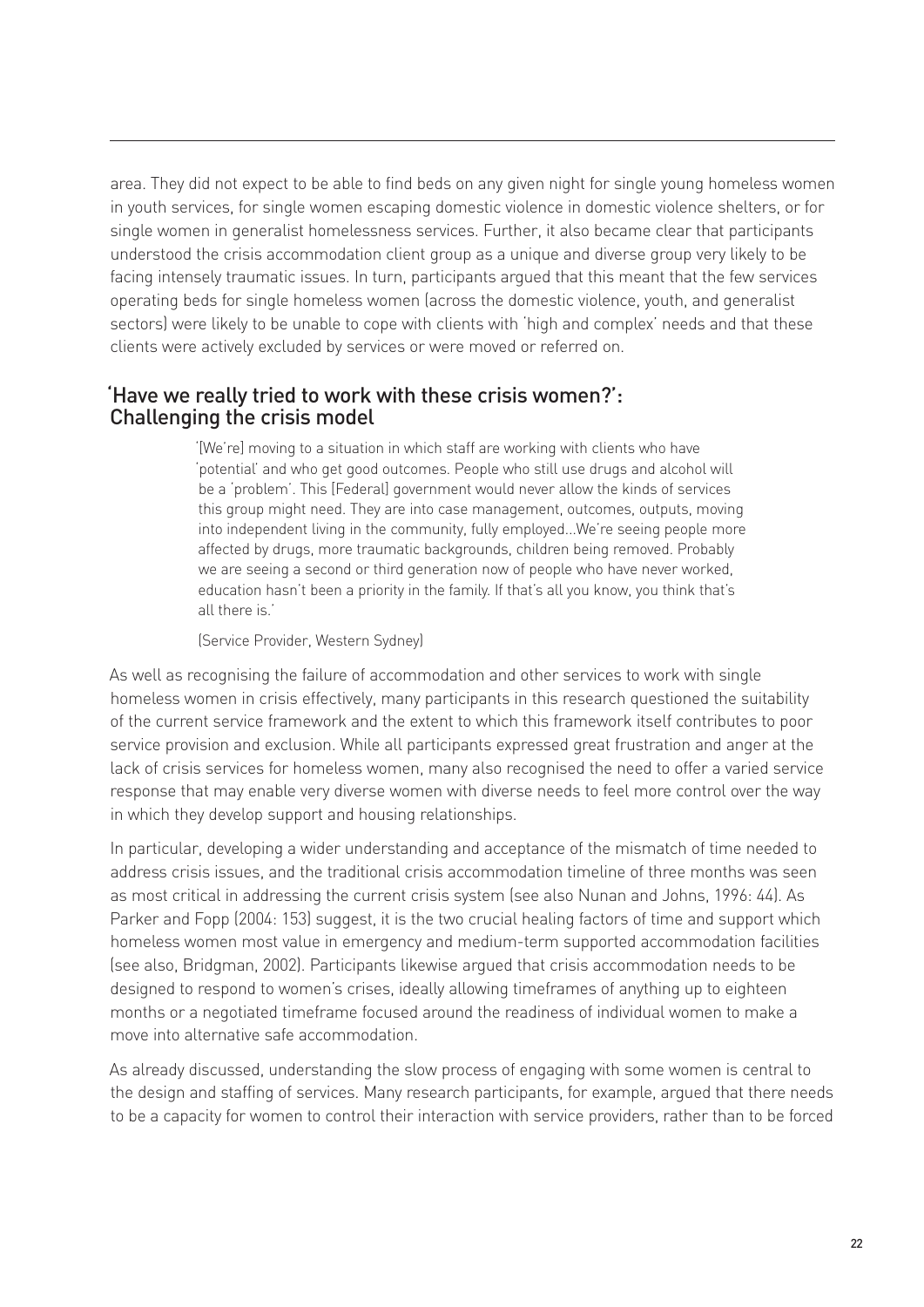area. They did not expect to be able to find beds on any given night for single young homeless women in youth services, for single women escaping domestic violence in domestic violence shelters, or for single women in generalist homelessness services. Further, it also became clear that participants understood the crisis accommodation client group as a unique and diverse group very likely to be facing intensely traumatic issues. In turn, participants argued that this meant that the few services operating beds for single homeless women (across the domestic violence, youth, and generalist sectors) were likely to be unable to cope with clients with 'high and complex' needs and that these clients were actively excluded by services or were moved or referred on.

## 'Have we really tried to work with these crisis women?': Challenging the crisis model

> '[We're] moving to a situation in which staff are working with clients who have 'potential' and who get good outcomes. People who still use drugs and alcohol will be a 'problem'. This [Federal] government would never allow the kinds of services this group might need. They are into case management, outcomes, outputs, moving into independent living in the community, fully employed...We're seeing people more affected by drugs, more traumatic backgrounds, children being removed. Probably we are seeing a second or third generation now of people who have never worked, education hasn't been a priority in the family. If that's all you know, you think that's all there is.'
>
> (Service Provider, Western Sydney)

As well as recognising the failure of accommodation and other services to work with single homeless women in crisis effectively, many participants in this research questioned the suitability of the current service framework and the extent to which this framework itself contributes to poor service provision and exclusion. While all participants expressed great frustration and anger at the lack of crisis services for homeless women, many also recognised the need to offer a varied service response that may enable very diverse women with diverse needs to feel more control over the way in which they develop support and housing relationships.

In particular, developing a wider understanding and acceptance of the mismatch of time needed to address crisis issues, and the traditional crisis accommodation timeline of three months was seen as most critical in addressing the current crisis system (see also Nunan and Johns, 1996: 44). As Parker and Fopp (2004: 153) suggest, it is the two crucial healing factors of time and support which homeless women most value in emergency and medium-term supported accommodation facilities (see also, Bridgman, 2002). Participants likewise argued that crisis accommodation needs to be designed to respond to women's crises, ideally allowing timeframes of anything up to eighteen months or a negotiated timeframe focused around the readiness of individual women to make a move into alternative safe accommodation.

As already discussed, understanding the slow process of engaging with some women is central to the design and staffing of services. Many research participants, for example, argued that there needs to be a capacity for women to control their interaction with service providers, rather than to be forced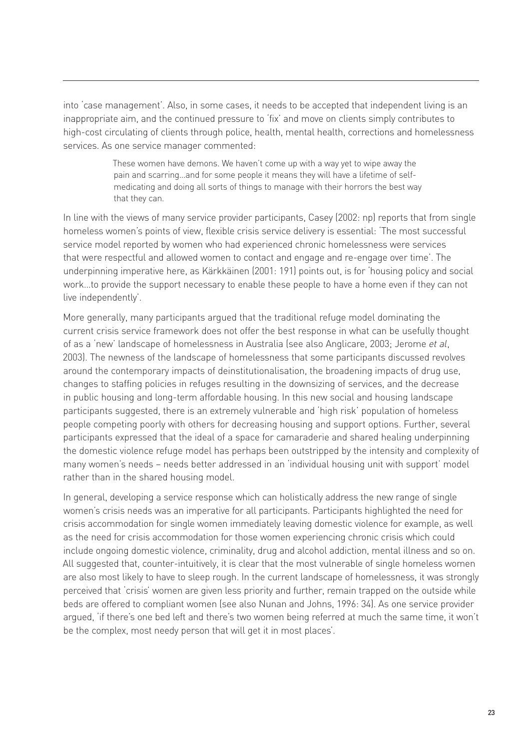into 'case management'. Also, in some cases, it needs to be accepted that independent living is an inappropriate aim, and the continued pressure to 'fix' and move on clients simply contributes to high-cost circulating of clients through police, health, mental health, corrections and homelessness services. As one service manager commented:

> These women have demons. We haven't come up with a way yet to wipe away the pain and scarring...and for some people it means they will have a lifetime of self-medicating and doing all sorts of things to manage with their horrors the best way that they can.

In line with the views of many service provider participants, Casey (2002: np) reports that from single homeless women's points of view, flexible crisis service delivery is essential: 'The most successful service model reported by women who had experienced chronic homelessness were services that were respectful and allowed women to contact and engage and re-engage over time'. The underpinning imperative here, as Kärkkäinen (2001: 191) points out, is for 'housing policy and social work...to provide the support necessary to enable these people to have a home even if they can not live independently'.

More generally, many participants argued that the traditional refuge model dominating the current crisis service framework does not offer the best response in what can be usefully thought of as a 'new' landscape of homelessness in Australia (see also Anglicare, 2003; Jerome *et al*, 2003). The newness of the landscape of homelessness that some participants discussed revolves around the contemporary impacts of deinstitutionalisation, the broadening impacts of drug use, changes to staffing policies in refuges resulting in the downsizing of services, and the decrease in public housing and long-term affordable housing. In this new social and housing landscape participants suggested, there is an extremely vulnerable and 'high risk' population of homeless people competing poorly with others for decreasing housing and support options. Further, several participants expressed that the ideal of a space for camaraderie and shared healing underpinning the domestic violence refuge model has perhaps been outstripped by the intensity and complexity of many women's needs – needs better addressed in an 'individual housing unit with support' model rather than in the shared housing model.

In general, developing a service response which can holistically address the new range of single women's crisis needs was an imperative for all participants. Participants highlighted the need for crisis accommodation for single women immediately leaving domestic violence for example, as well as the need for crisis accommodation for those women experiencing chronic crisis which could include ongoing domestic violence, criminality, drug and alcohol addiction, mental illness and so on. All suggested that, counter-intuitively, it is clear that the most vulnerable of single homeless women are also most likely to have to sleep rough. In the current landscape of homelessness, it was strongly perceived that 'crisis' women are given less priority and further, remain trapped on the outside while beds are offered to compliant women (see also Nunan and Johns, 1996: 34). As one service provider argued, 'if there's one bed left and there's two women being referred at much the same time, it won't be the complex, most needy person that will get it in most places'.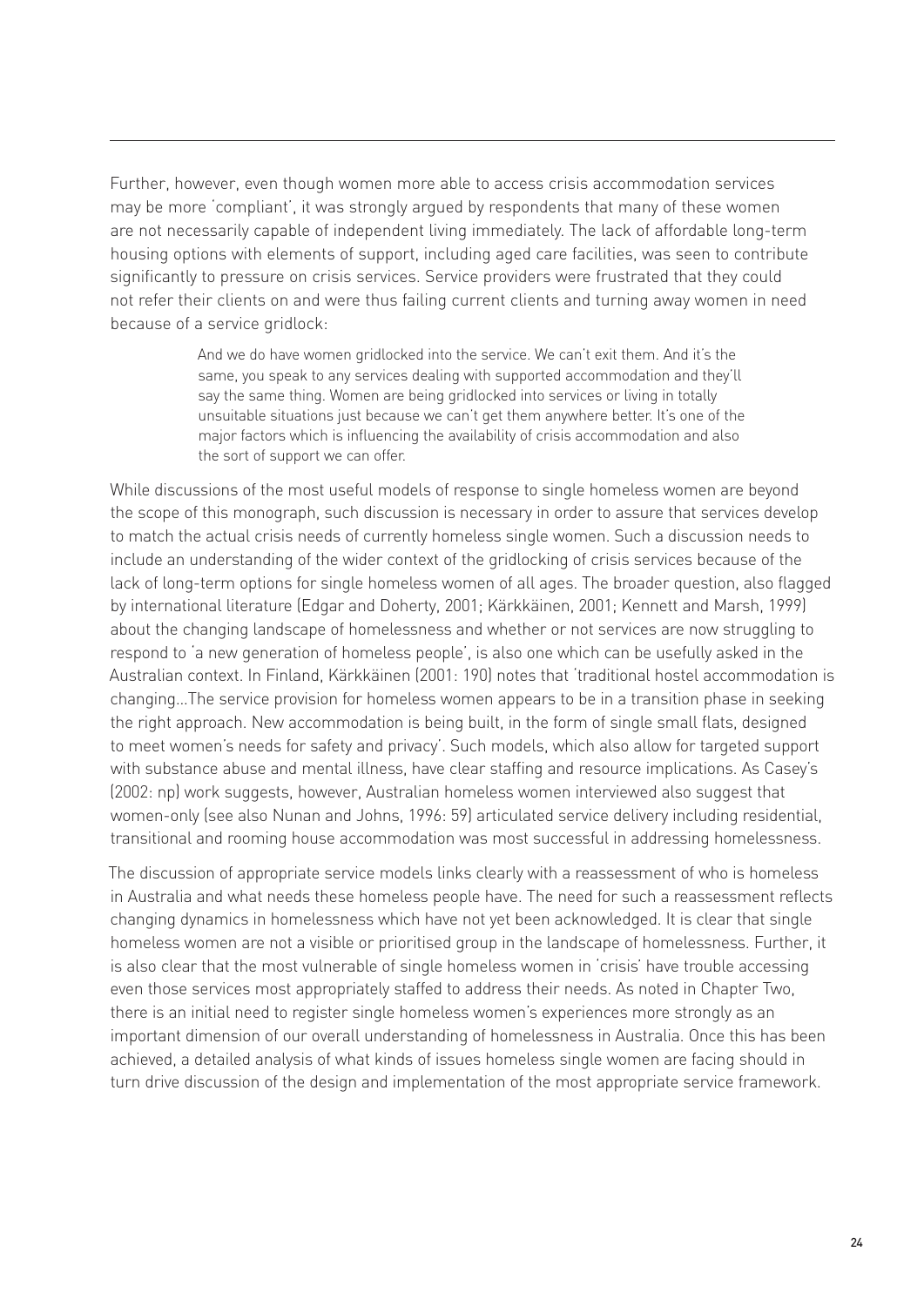Further, however, even though women more able to access crisis accommodation services may be more 'compliant', it was strongly argued by respondents that many of these women are not necessarily capable of independent living immediately. The lack of affordable long-term housing options with elements of support, including aged care facilities, was seen to contribute significantly to pressure on crisis services. Service providers were frustrated that they could not refer their clients on and were thus failing current clients and turning away women in need because of a service gridlock:

> And we do have women gridlocked into the service. We can't exit them. And it's the same, you speak to any services dealing with supported accommodation and they'll say the same thing. Women are being gridlocked into services or living in totally unsuitable situations just because we can't get them anywhere better. It's one of the major factors which is influencing the availability of crisis accommodation and also the sort of support we can offer.

While discussions of the most useful models of response to single homeless women are beyond the scope of this monograph, such discussion is necessary in order to assure that services develop to match the actual crisis needs of currently homeless single women. Such a discussion needs to include an understanding of the wider context of the gridlocking of crisis services because of the lack of long-term options for single homeless women of all ages. The broader question, also flagged by international literature (Edgar and Doherty, 2001; Kärkkäinen, 2001; Kennett and Marsh, 1999) about the changing landscape of homelessness and whether or not services are now struggling to respond to 'a new generation of homeless people', is also one which can be usefully asked in the Australian context. In Finland, Kärkkäinen (2001: 190) notes that 'traditional hostel accommodation is changing…The service provision for homeless women appears to be in a transition phase in seeking the right approach. New accommodation is being built, in the form of single small flats, designed to meet women's needs for safety and privacy'. Such models, which also allow for targeted support with substance abuse and mental illness, have clear staffing and resource implications. As Casey's (2002: np) work suggests, however, Australian homeless women interviewed also suggest that women-only (see also Nunan and Johns, 1996: 59) articulated service delivery including residential, transitional and rooming house accommodation was most successful in addressing homelessness.

The discussion of appropriate service models links clearly with a reassessment of who is homeless in Australia and what needs these homeless people have. The need for such a reassessment reflects changing dynamics in homelessness which have not yet been acknowledged. It is clear that single homeless women are not a visible or prioritised group in the landscape of homelessness. Further, it is also clear that the most vulnerable of single homeless women in 'crisis' have trouble accessing even those services most appropriately staffed to address their needs. As noted in Chapter Two, there is an initial need to register single homeless women's experiences more strongly as an important dimension of our overall understanding of homelessness in Australia. Once this has been achieved, a detailed analysis of what kinds of issues homeless single women are facing should in turn drive discussion of the design and implementation of the most appropriate service framework.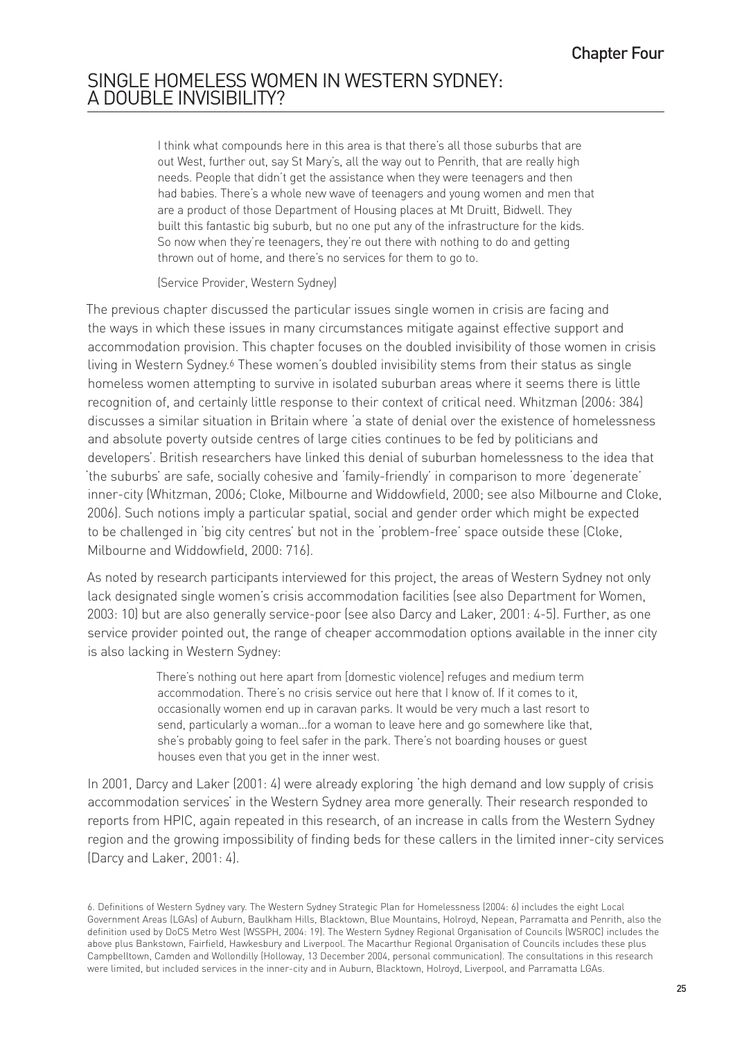Chapter Four

# SINGLE HOMELESS WOMEN IN WESTERN SYDNEY: A DOUBLE INVISIBILITY?

> I think what compounds here in this area is that there's all those suburbs that are out West, further out, say St Mary's, all the way out to Penrith, that are really high needs. People that didn't get the assistance when they were teenagers and then had babies. There's a whole new wave of teenagers and young women and men that are a product of those Department of Housing places at Mt Druitt, Bidwell. They built this fantastic big suburb, but no one put any of the infrastructure for the kids. So now when they're teenagers, they're out there with nothing to do and getting thrown out of home, and there's no services for them to go to.
>
> (Service Provider, Western Sydney)

The previous chapter discussed the particular issues single women in crisis are facing and the ways in which these issues in many circumstances mitigate against effective support and accommodation provision. This chapter focuses on the doubled invisibility of those women in crisis living in Western Sydney.[6] These women's doubled invisibility stems from their status as single homeless women attempting to survive in isolated suburban areas where it seems there is little recognition of, and certainly little response to their context of critical need. Whitzman (2006: 384) discusses a similar situation in Britain where 'a state of denial over the existence of homelessness and absolute poverty outside centres of large cities continues to be fed by politicians and developers'. British researchers have linked this denial of suburban homelessness to the idea that 'the suburbs' are safe, socially cohesive and 'family-friendly' in comparison to more 'degenerate' inner-city (Whitzman, 2006; Cloke, Milbourne and Widdowfield, 2000; see also Milbourne and Cloke, 2006). Such notions imply a particular spatial, social and gender order which might be expected to be challenged in 'big city centres' but not in the 'problem-free' space outside these (Cloke, Milbourne and Widdowfield, 2000: 716).

As noted by research participants interviewed for this project, the areas of Western Sydney not only lack designated single women's crisis accommodation facilities (see also Department for Women, 2003: 10) but are also generally service-poor (see also Darcy and Laker, 2001: 4-5). Further, as one service provider pointed out, the range of cheaper accommodation options available in the inner city is also lacking in Western Sydney:

> There's nothing out here apart from [domestic violence] refuges and medium term accommodation. There's no crisis service out here that I know of. If it comes to it, occasionally women end up in caravan parks. It would be very much a last resort to send, particularly a woman…for a woman to leave here and go somewhere like that, she's probably going to feel safer in the park. There's not boarding houses or guest houses even that you get in the inner west.

In 2001, Darcy and Laker (2001: 4) were already exploring 'the high demand and low supply of crisis accommodation services' in the Western Sydney area more generally. Their research responded to reports from HPIC, again repeated in this research, of an increase in calls from the Western Sydney region and the growing impossibility of finding beds for these callers in the limited inner-city services (Darcy and Laker, 2001: 4).

6. Definitions of Western Sydney vary. The Western Sydney Strategic Plan for Homelessness (2004: 6) includes the eight Local Government Areas (LGAs) of Auburn, Baulkham Hills, Blacktown, Blue Mountains, Holroyd, Nepean, Parramatta and Penrith, also the definition used by DoCS Metro West (WSSPH, 2004: 19). The Western Sydney Regional Organisation of Councils (WSROC) includes the above plus Bankstown, Fairfield, Hawkesbury and Liverpool. The Macarthur Regional Organisation of Councils includes these plus Campbelltown, Camden and Wollondilly (Holloway, 13 December 2004, personal communication). The consultations in this research were limited, but included services in the inner-city and in Auburn, Blacktown, Holroyd, Liverpool, and Parramatta LGAs.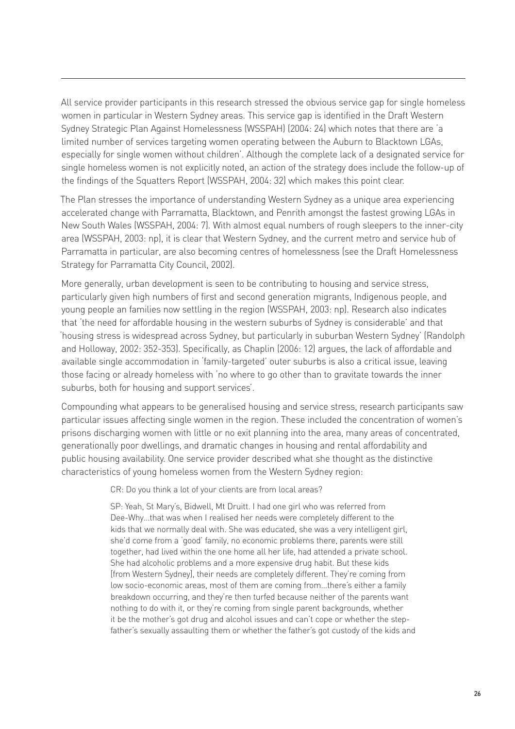All service provider participants in this research stressed the obvious service gap for single homeless women in particular in Western Sydney areas. This service gap is identified in the Draft Western Sydney Strategic Plan Against Homelessness (WSSPAH) (2004: 24) which notes that there are 'a limited number of services targeting women operating between the Auburn to Blacktown LGAs, especially for single women without children'. Although the complete lack of a designated service for single homeless women is not explicitly noted, an action of the strategy does include the follow-up of the findings of the Squatters Report (WSSPAH, 2004: 32) which makes this point clear.

The Plan stresses the importance of understanding Western Sydney as a unique area experiencing accelerated change with Parramatta, Blacktown, and Penrith amongst the fastest growing LGAs in New South Wales (WSSPAH, 2004: 7). With almost equal numbers of rough sleepers to the inner-city area (WSSPAH, 2003: np), it is clear that Western Sydney, and the current metro and service hub of Parramatta in particular, are also becoming centres of homelessness (see the Draft Homelessness Strategy for Parramatta City Council, 2002).

More generally, urban development is seen to be contributing to housing and service stress, particularly given high numbers of first and second generation migrants, Indigenous people, and young people an families now settling in the region (WSSPAH, 2003: np). Research also indicates that 'the need for affordable housing in the western suburbs of Sydney is considerable' and that 'housing stress is widespread across Sydney, but particularly in suburban Western Sydney' (Randolph and Holloway, 2002: 352-353). Specifically, as Chaplin (2006: 12) argues, the lack of affordable and available single accommodation in 'family-targeted' outer suburbs is also a critical issue, leaving those facing or already homeless with 'no where to go other than to gravitate towards the inner suburbs, both for housing and support services'.

Compounding what appears to be generalised housing and service stress, research participants saw particular issues affecting single women in the region. These included the concentration of women's prisons discharging women with little or no exit planning into the area, many areas of concentrated, generationally poor dwellings, and dramatic changes in housing and rental affordability and public housing availability. One service provider described what she thought as the distinctive characteristics of young homeless women from the Western Sydney region:

> CR: Do you think a lot of your clients are from local areas?
>
> SP: Yeah, St Mary's, Bidwell, Mt Druitt. I had one girl who was referred from Dee-Why…that was when I realised her needs were completely different to the kids that we normally deal with. She was educated, she was a very intelligent girl, she'd come from a 'good' family, no economic problems there, parents were still together, had lived within the one home all her life, had attended a private school. She had alcoholic problems and a more expensive drug habit. But these kids [from Western Sydney], their needs are completely different. They're coming from low socio-economic areas, most of them are coming from…there's either a family breakdown occurring, and they're then turfed because neither of the parents want nothing to do with it, or they're coming from single parent backgrounds, whether it be the mother's got drug and alcohol issues and can't cope or whether the step-father's sexually assaulting them or whether the father's got custody of the kids and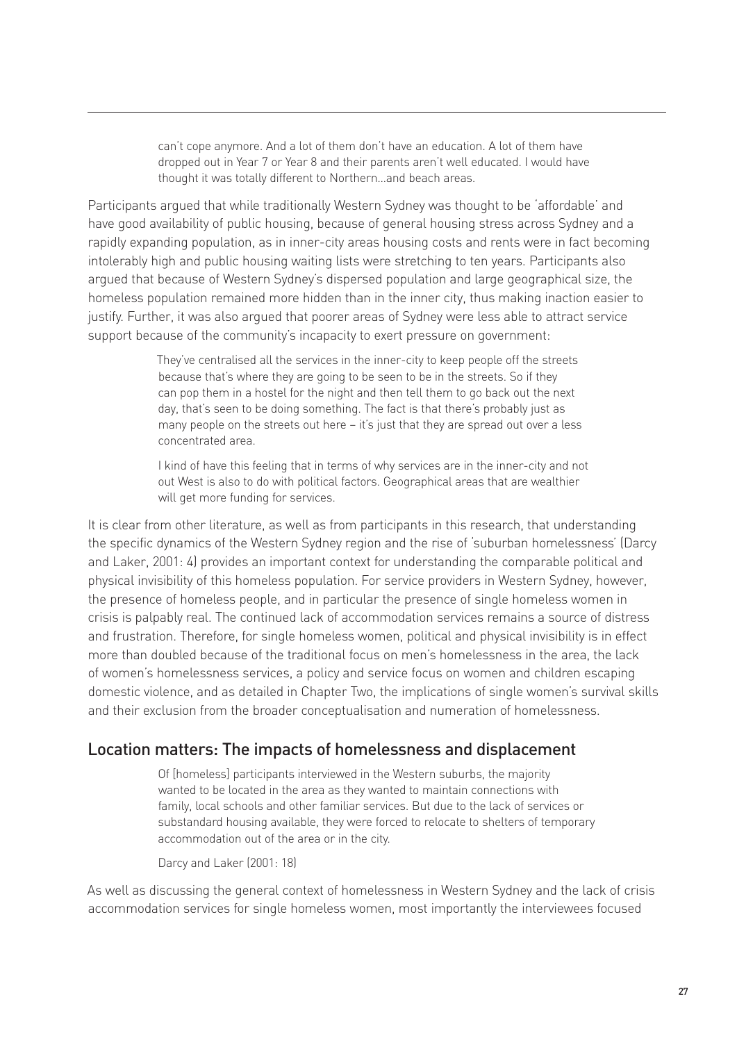> can't cope anymore. And a lot of them don't have an education. A lot of them have dropped out in Year 7 or Year 8 and their parents aren't well educated. I would have thought it was totally different to Northern...and beach areas.

Participants argued that while traditionally Western Sydney was thought to be 'affordable' and have good availability of public housing, because of general housing stress across Sydney and a rapidly expanding population, as in inner-city areas housing costs and rents were in fact becoming intolerably high and public housing waiting lists were stretching to ten years. Participants also argued that because of Western Sydney's dispersed population and large geographical size, the homeless population remained more hidden than in the inner city, thus making inaction easier to justify. Further, it was also argued that poorer areas of Sydney were less able to attract service support because of the community's incapacity to exert pressure on government:

> They've centralised all the services in the inner-city to keep people off the streets because that's where they are going to be seen to be in the streets. So if they can pop them in a hostel for the night and then tell them to go back out the next day, that's seen to be doing something. The fact is that there's probably just as many people on the streets out here – it's just that they are spread out over a less concentrated area.
>
> I kind of have this feeling that in terms of why services are in the inner-city and not out West is also to do with political factors. Geographical areas that are wealthier will get more funding for services.

It is clear from other literature, as well as from participants in this research, that understanding the specific dynamics of the Western Sydney region and the rise of 'suburban homelessness' (Darcy and Laker, 2001: 4) provides an important context for understanding the comparable political and physical invisibility of this homeless population. For service providers in Western Sydney, however, the presence of homeless people, and in particular the presence of single homeless women in crisis is palpably real. The continued lack of accommodation services remains a source of distress and frustration. Therefore, for single homeless women, political and physical invisibility is in effect more than doubled because of the traditional focus on men's homelessness in the area, the lack of women's homelessness services, a policy and service focus on women and children escaping domestic violence, and as detailed in Chapter Two, the implications of single women's survival skills and their exclusion from the broader conceptualisation and numeration of homelessness.

## Location matters: The impacts of homelessness and displacement

> Of [homeless] participants interviewed in the Western suburbs, the majority wanted to be located in the area as they wanted to maintain connections with family, local schools and other familiar services. But due to the lack of services or substandard housing available, they were forced to relocate to shelters of temporary accommodation out of the area or in the city.
>
> Darcy and Laker (2001: 18)

As well as discussing the general context of homelessness in Western Sydney and the lack of crisis accommodation services for single homeless women, most importantly the interviewees focused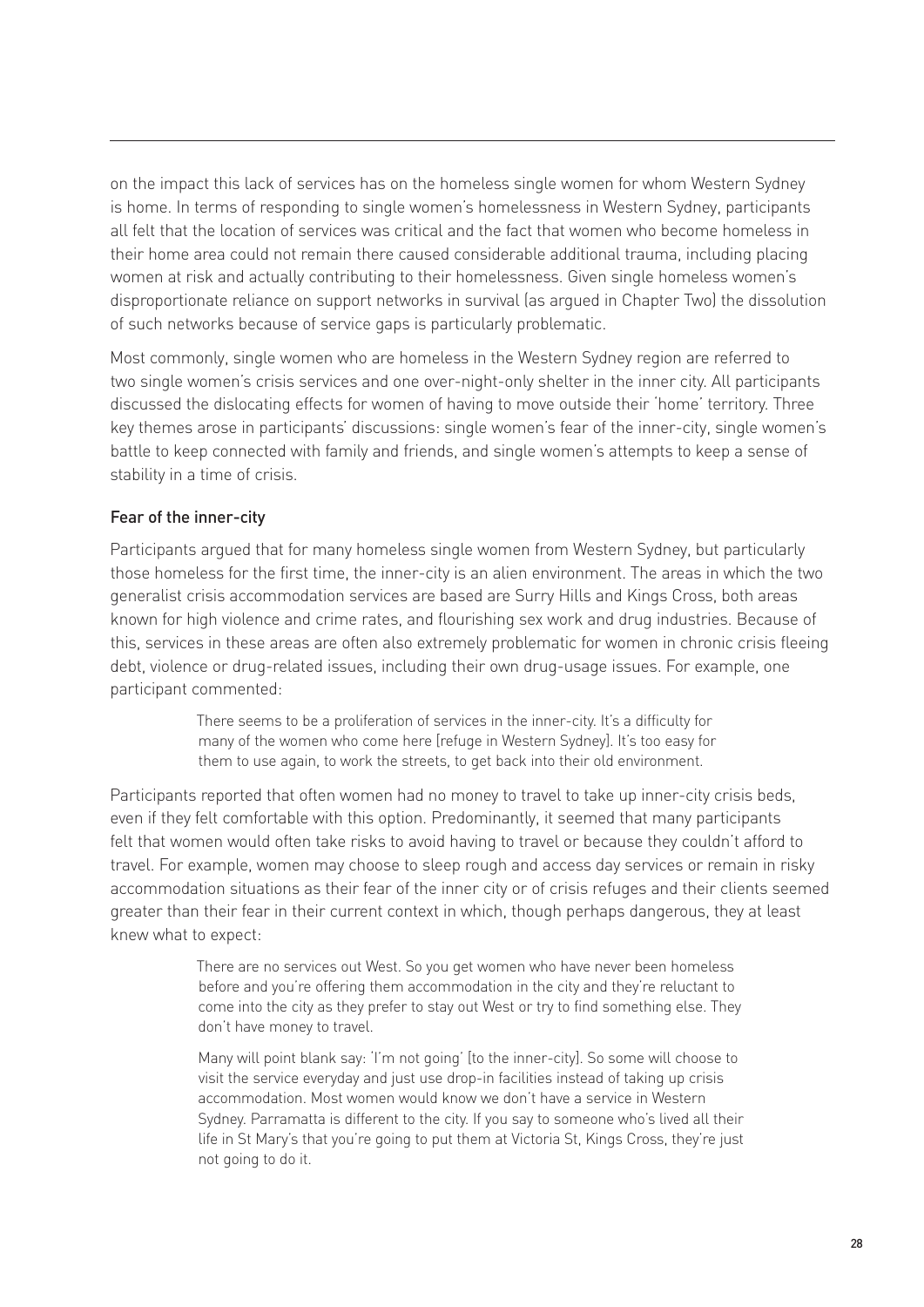on the impact this lack of services has on the homeless single women for whom Western Sydney is home. In terms of responding to single women's homelessness in Western Sydney, participants all felt that the location of services was critical and the fact that women who become homeless in their home area could not remain there caused considerable additional trauma, including placing women at risk and actually contributing to their homelessness. Given single homeless women's disproportionate reliance on support networks in survival (as argued in Chapter Two) the dissolution of such networks because of service gaps is particularly problematic.

Most commonly, single women who are homeless in the Western Sydney region are referred to two single women's crisis services and one over-night-only shelter in the inner city. All participants discussed the dislocating effects for women of having to move outside their 'home' territory. Three key themes arose in participants' discussions: single women's fear of the inner-city, single women's battle to keep connected with family and friends, and single women's attempts to keep a sense of stability in a time of crisis.

### Fear of the inner-city

Participants argued that for many homeless single women from Western Sydney, but particularly those homeless for the first time, the inner-city is an alien environment. The areas in which the two generalist crisis accommodation services are based are Surry Hills and Kings Cross, both areas known for high violence and crime rates, and flourishing sex work and drug industries. Because of this, services in these areas are often also extremely problematic for women in chronic crisis fleeing debt, violence or drug-related issues, including their own drug-usage issues. For example, one participant commented:

> There seems to be a proliferation of services in the inner-city. It's a difficulty for many of the women who come here [refuge in Western Sydney]. It's too easy for them to use again, to work the streets, to get back into their old environment.

Participants reported that often women had no money to travel to take up inner-city crisis beds, even if they felt comfortable with this option. Predominantly, it seemed that many participants felt that women would often take risks to avoid having to travel or because they couldn't afford to travel. For example, women may choose to sleep rough and access day services or remain in risky accommodation situations as their fear of the inner city or of crisis refuges and their clients seemed greater than their fear in their current context in which, though perhaps dangerous, they at least knew what to expect:

> There are no services out West. So you get women who have never been homeless before and you're offering them accommodation in the city and they're reluctant to come into the city as they prefer to stay out West or try to find something else. They don't have money to travel.
>
> Many will point blank say: 'I'm not going' [to the inner-city]. So some will choose to visit the service everyday and just use drop-in facilities instead of taking up crisis accommodation. Most women would know we don't have a service in Western Sydney. Parramatta is different to the city. If you say to someone who's lived all their life in St Mary's that you're going to put them at Victoria St, Kings Cross, they're just not going to do it.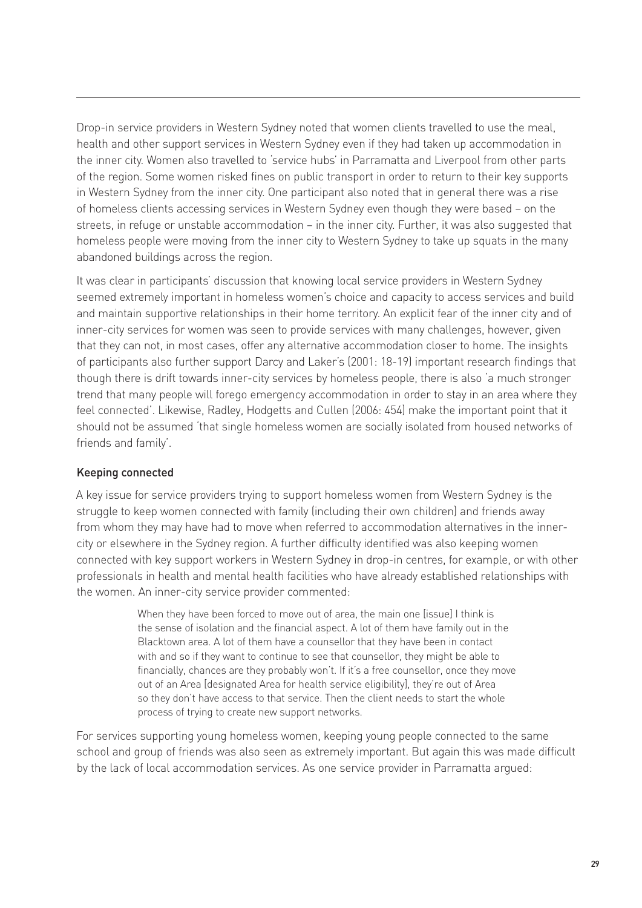Drop-in service providers in Western Sydney noted that women clients travelled to use the meal, health and other support services in Western Sydney even if they had taken up accommodation in the inner city. Women also travelled to 'service hubs' in Parramatta and Liverpool from other parts of the region. Some women risked fines on public transport in order to return to their key supports in Western Sydney from the inner city. One participant also noted that in general there was a rise of homeless clients accessing services in Western Sydney even though they were based – on the streets, in refuge or unstable accommodation – in the inner city. Further, it was also suggested that homeless people were moving from the inner city to Western Sydney to take up squats in the many abandoned buildings across the region.

It was clear in participants' discussion that knowing local service providers in Western Sydney seemed extremely important in homeless women's choice and capacity to access services and build and maintain supportive relationships in their home territory. An explicit fear of the inner city and of inner-city services for women was seen to provide services with many challenges, however, given that they can not, in most cases, offer any alternative accommodation closer to home. The insights of participants also further support Darcy and Laker's (2001: 18-19) important research findings that though there is drift towards inner-city services by homeless people, there is also 'a much stronger trend that many people will forego emergency accommodation in order to stay in an area where they feel connected'. Likewise, Radley, Hodgetts and Cullen (2006: 454) make the important point that it should not be assumed 'that single homeless women are socially isolated from housed networks of friends and family'.

### Keeping connected

A key issue for service providers trying to support homeless women from Western Sydney is the struggle to keep women connected with family (including their own children) and friends away from whom they may have had to move when referred to accommodation alternatives in the inner-city or elsewhere in the Sydney region. A further difficulty identified was also keeping women connected with key support workers in Western Sydney in drop-in centres, for example, or with other professionals in health and mental health facilities who have already established relationships with the women. An inner-city service provider commented:

> When they have been forced to move out of area, the main one [issue] I think is the sense of isolation and the financial aspect. A lot of them have family out in the Blacktown area. A lot of them have a counsellor that they have been in contact with and so if they want to continue to see that counsellor, they might be able to financially, chances are they probably won't. If it's a free counsellor, once they move out of an Area [designated Area for health service eligibility], they're out of Area so they don't have access to that service. Then the client needs to start the whole process of trying to create new support networks.

For services supporting young homeless women, keeping young people connected to the same school and group of friends was also seen as extremely important. But again this was made difficult by the lack of local accommodation services. As one service provider in Parramatta argued: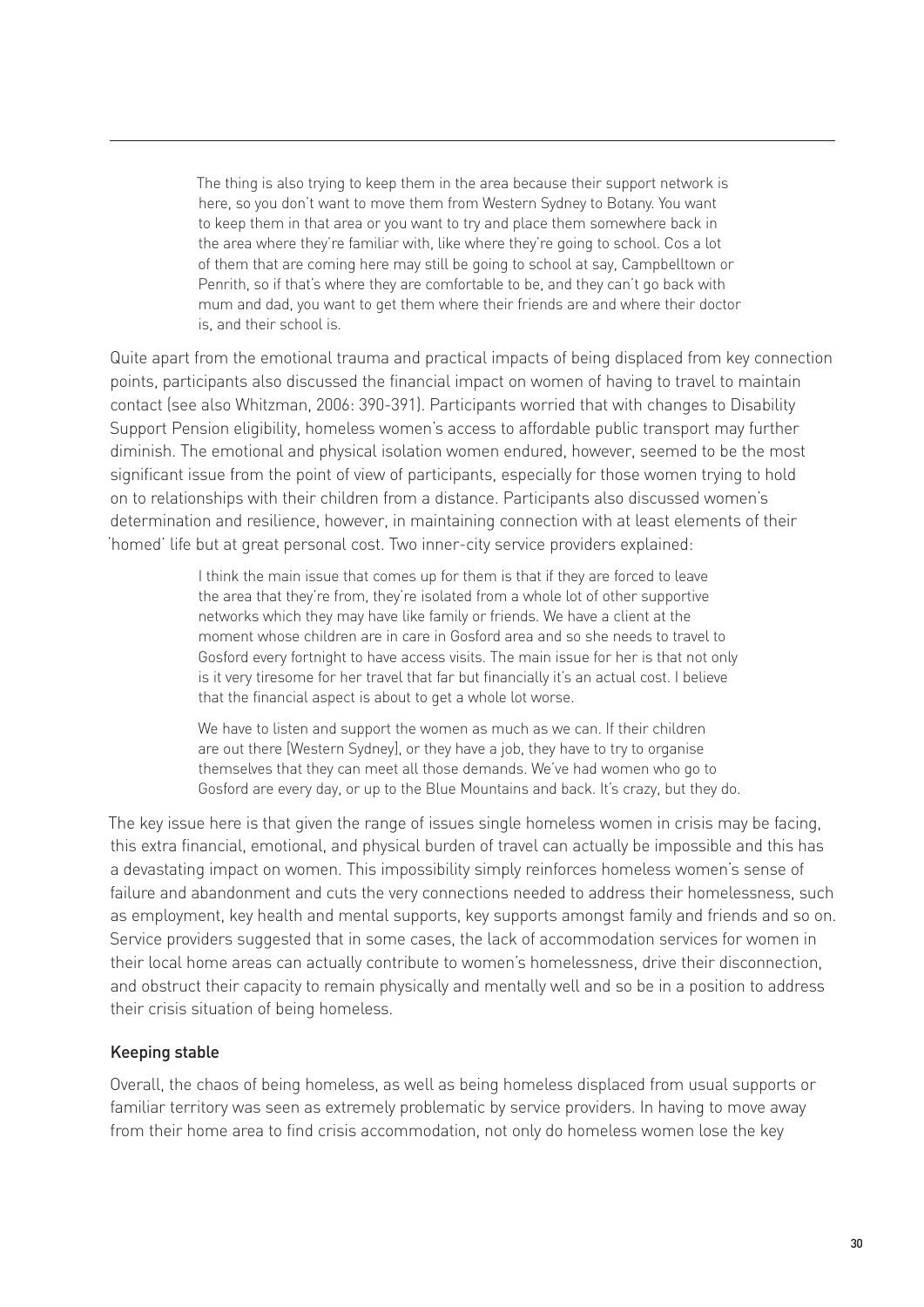> The thing is also trying to keep them in the area because their support network is here, so you don't want to move them from Western Sydney to Botany. You want to keep them in that area or you want to try and place them somewhere back in the area where they're familiar with, like where they're going to school. Cos a lot of them that are coming here may still be going to school at say, Campbelltown or Penrith, so if that's where they are comfortable to be, and they can't go back with mum and dad, you want to get them where their friends are and where their doctor is, and their school is.

Quite apart from the emotional trauma and practical impacts of being displaced from key connection points, participants also discussed the financial impact on women of having to travel to maintain contact (see also Whitzman, 2006: 390-391). Participants worried that with changes to Disability Support Pension eligibility, homeless women's access to affordable public transport may further diminish. The emotional and physical isolation women endured, however, seemed to be the most significant issue from the point of view of participants, especially for those women trying to hold on to relationships with their children from a distance. Participants also discussed women's determination and resilience, however, in maintaining connection with at least elements of their 'homed' life but at great personal cost. Two inner-city service providers explained:

> I think the main issue that comes up for them is that if they are forced to leave the area that they're from, they're isolated from a whole lot of other supportive networks which they may have like family or friends. We have a client at the moment whose children are in care in Gosford area and so she needs to travel to Gosford every fortnight to have access visits. The main issue for her is that not only is it very tiresome for her travel that far but financially it's an actual cost. I believe that the financial aspect is about to get a whole lot worse.
>
> We have to listen and support the women as much as we can. If their children are out there [Western Sydney], or they have a job, they have to try to organise themselves that they can meet all those demands. We've had women who go to Gosford are every day, or up to the Blue Mountains and back. It's crazy, but they do.

The key issue here is that given the range of issues single homeless women in crisis may be facing, this extra financial, emotional, and physical burden of travel can actually be impossible and this has a devastating impact on women. This impossibility simply reinforces homeless women's sense of failure and abandonment and cuts the very connections needed to address their homelessness, such as employment, key health and mental supports, key supports amongst family and friends and so on. Service providers suggested that in some cases, the lack of accommodation services for women in their local home areas can actually contribute to women's homelessness, drive their disconnection, and obstruct their capacity to remain physically and mentally well and so be in a position to address their crisis situation of being homeless.

### Keeping stable

Overall, the chaos of being homeless, as well as being homeless displaced from usual supports or familiar territory was seen as extremely problematic by service providers. In having to move away from their home area to find crisis accommodation, not only do homeless women lose the key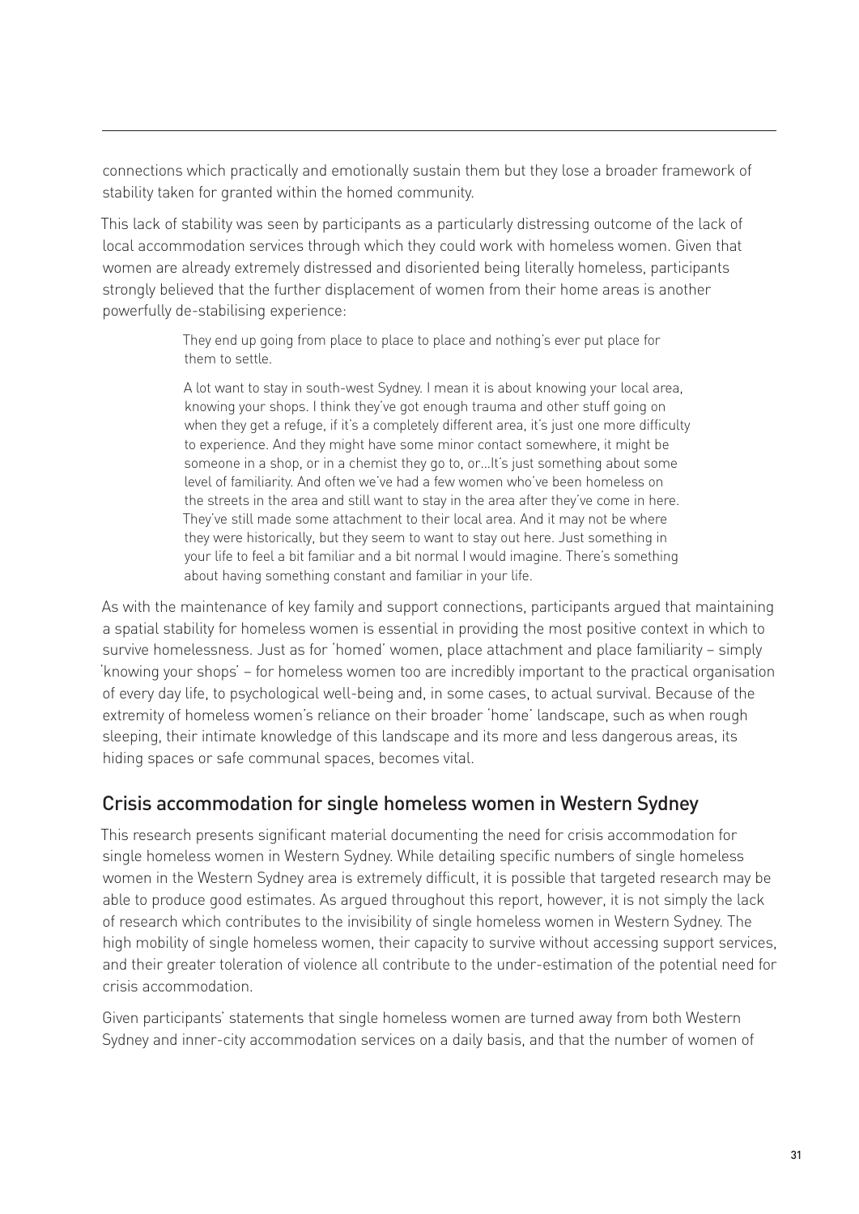connections which practically and emotionally sustain them but they lose a broader framework of stability taken for granted within the homed community.

This lack of stability was seen by participants as a particularly distressing outcome of the lack of local accommodation services through which they could work with homeless women. Given that women are already extremely distressed and disoriented being literally homeless, participants strongly believed that the further displacement of women from their home areas is another powerfully de-stabilising experience:

> They end up going from place to place to place and nothing's ever put place for them to settle.
>
> A lot want to stay in south-west Sydney. I mean it is about knowing your local area, knowing your shops. I think they've got enough trauma and other stuff going on when they get a refuge, if it's a completely different area, it's just one more difficulty to experience. And they might have some minor contact somewhere, it might be someone in a shop, or in a chemist they go to, or…It's just something about some level of familiarity. And often we've had a few women who've been homeless on the streets in the area and still want to stay in the area after they've come in here. They've still made some attachment to their local area. And it may not be where they were historically, but they seem to want to stay out here. Just something in your life to feel a bit familiar and a bit normal I would imagine. There's something about having something constant and familiar in your life.

As with the maintenance of key family and support connections, participants argued that maintaining a spatial stability for homeless women is essential in providing the most positive context in which to survive homelessness. Just as for 'homed' women, place attachment and place familiarity – simply 'knowing your shops' – for homeless women too are incredibly important to the practical organisation of every day life, to psychological well-being and, in some cases, to actual survival. Because of the extremity of homeless women's reliance on their broader 'home' landscape, such as when rough sleeping, their intimate knowledge of this landscape and its more and less dangerous areas, its hiding spaces or safe communal spaces, becomes vital.

## Crisis accommodation for single homeless women in Western Sydney

This research presents significant material documenting the need for crisis accommodation for single homeless women in Western Sydney. While detailing specific numbers of single homeless women in the Western Sydney area is extremely difficult, it is possible that targeted research may be able to produce good estimates. As argued throughout this report, however, it is not simply the lack of research which contributes to the invisibility of single homeless women in Western Sydney. The high mobility of single homeless women, their capacity to survive without accessing support services, and their greater toleration of violence all contribute to the under-estimation of the potential need for crisis accommodation.

Given participants' statements that single homeless women are turned away from both Western Sydney and inner-city accommodation services on a daily basis, and that the number of women of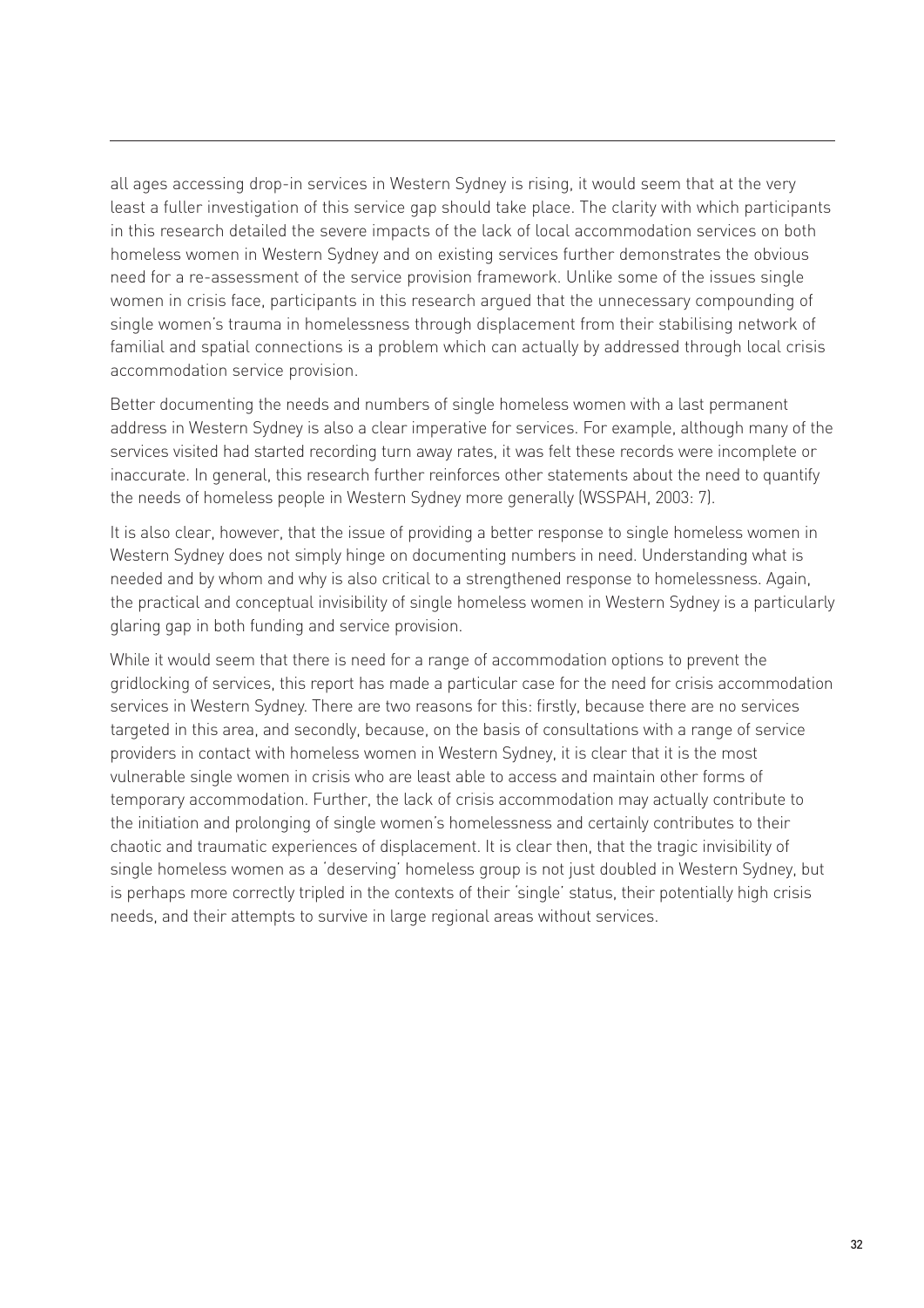all ages accessing drop-in services in Western Sydney is rising, it would seem that at the very least a fuller investigation of this service gap should take place. The clarity with which participants in this research detailed the severe impacts of the lack of local accommodation services on both homeless women in Western Sydney and on existing services further demonstrates the obvious need for a re-assessment of the service provision framework. Unlike some of the issues single women in crisis face, participants in this research argued that the unnecessary compounding of single women's trauma in homelessness through displacement from their stabilising network of familial and spatial connections is a problem which can actually by addressed through local crisis accommodation service provision.

Better documenting the needs and numbers of single homeless women with a last permanent address in Western Sydney is also a clear imperative for services. For example, although many of the services visited had started recording turn away rates, it was felt these records were incomplete or inaccurate. In general, this research further reinforces other statements about the need to quantify the needs of homeless people in Western Sydney more generally (WSSPAH, 2003: 7).

It is also clear, however, that the issue of providing a better response to single homeless women in Western Sydney does not simply hinge on documenting numbers in need. Understanding what is needed and by whom and why is also critical to a strengthened response to homelessness. Again, the practical and conceptual invisibility of single homeless women in Western Sydney is a particularly glaring gap in both funding and service provision.

While it would seem that there is need for a range of accommodation options to prevent the gridlocking of services, this report has made a particular case for the need for crisis accommodation services in Western Sydney. There are two reasons for this: firstly, because there are no services targeted in this area, and secondly, because, on the basis of consultations with a range of service providers in contact with homeless women in Western Sydney, it is clear that it is the most vulnerable single women in crisis who are least able to access and maintain other forms of temporary accommodation. Further, the lack of crisis accommodation may actually contribute to the initiation and prolonging of single women's homelessness and certainly contributes to their chaotic and traumatic experiences of displacement. It is clear then, that the tragic invisibility of single homeless women as a 'deserving' homeless group is not just doubled in Western Sydney, but is perhaps more correctly tripled in the contexts of their 'single' status, their potentially high crisis needs, and their attempts to survive in large regional areas without services.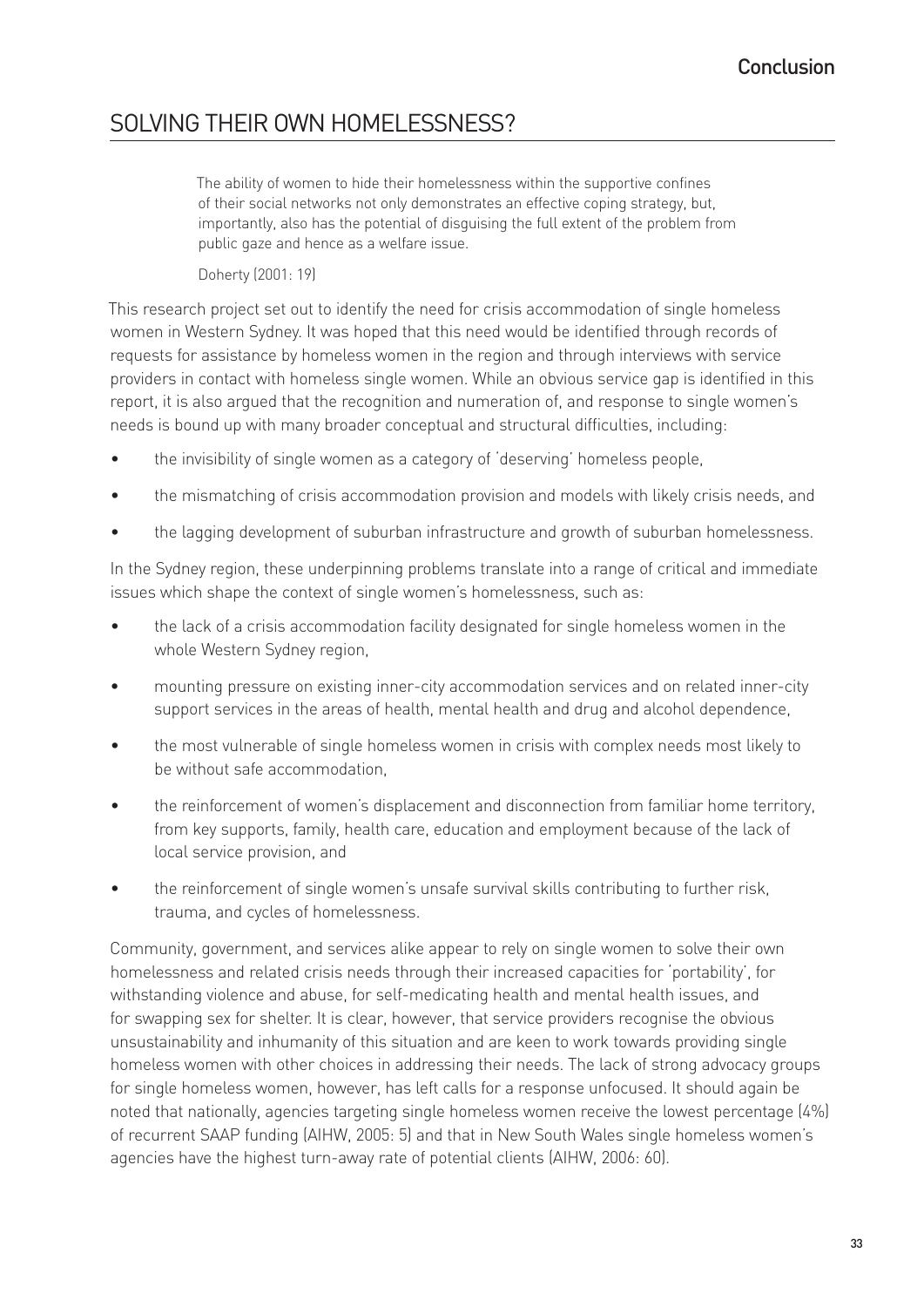# SOLVING THEIR OWN HOMELESSNESS?

> The ability of women to hide their homelessness within the supportive confines of their social networks not only demonstrates an effective coping strategy, but, importantly, also has the potential of disguising the full extent of the problem from public gaze and hence as a welfare issue.
>
> Doherty (2001: 19)

This research project set out to identify the need for crisis accommodation of single homeless women in Western Sydney. It was hoped that this need would be identified through records of requests for assistance by homeless women in the region and through interviews with service providers in contact with homeless single women. While an obvious service gap is identified in this report, it is also argued that the recognition and numeration of, and response to single women's needs is bound up with many broader conceptual and structural difficulties, including:

- the invisibility of single women as a category of 'deserving' homeless people,
- the mismatching of crisis accommodation provision and models with likely crisis needs, and
- the lagging development of suburban infrastructure and growth of suburban homelessness.

In the Sydney region, these underpinning problems translate into a range of critical and immediate issues which shape the context of single women's homelessness, such as:

- the lack of a crisis accommodation facility designated for single homeless women in the whole Western Sydney region,
- mounting pressure on existing inner-city accommodation services and on related inner-city support services in the areas of health, mental health and drug and alcohol dependence,
- the most vulnerable of single homeless women in crisis with complex needs most likely to be without safe accommodation,
- the reinforcement of women's displacement and disconnection from familiar home territory, from key supports, family, health care, education and employment because of the lack of local service provision, and
- the reinforcement of single women's unsafe survival skills contributing to further risk, trauma, and cycles of homelessness.

Community, government, and services alike appear to rely on single women to solve their own homelessness and related crisis needs through their increased capacities for 'portability', for withstanding violence and abuse, for self-medicating health and mental health issues, and for swapping sex for shelter. It is clear, however, that service providers recognise the obvious unsustainability and inhumanity of this situation and are keen to work towards providing single homeless women with other choices in addressing their needs. The lack of strong advocacy groups for single homeless women, however, has left calls for a response unfocused. It should again be noted that nationally, agencies targeting single homeless women receive the lowest percentage (4%) of recurrent SAAP funding (AIHW, 2005: 5) and that in New South Wales single homeless women's agencies have the highest turn-away rate of potential clients (AIHW, 2006: 60).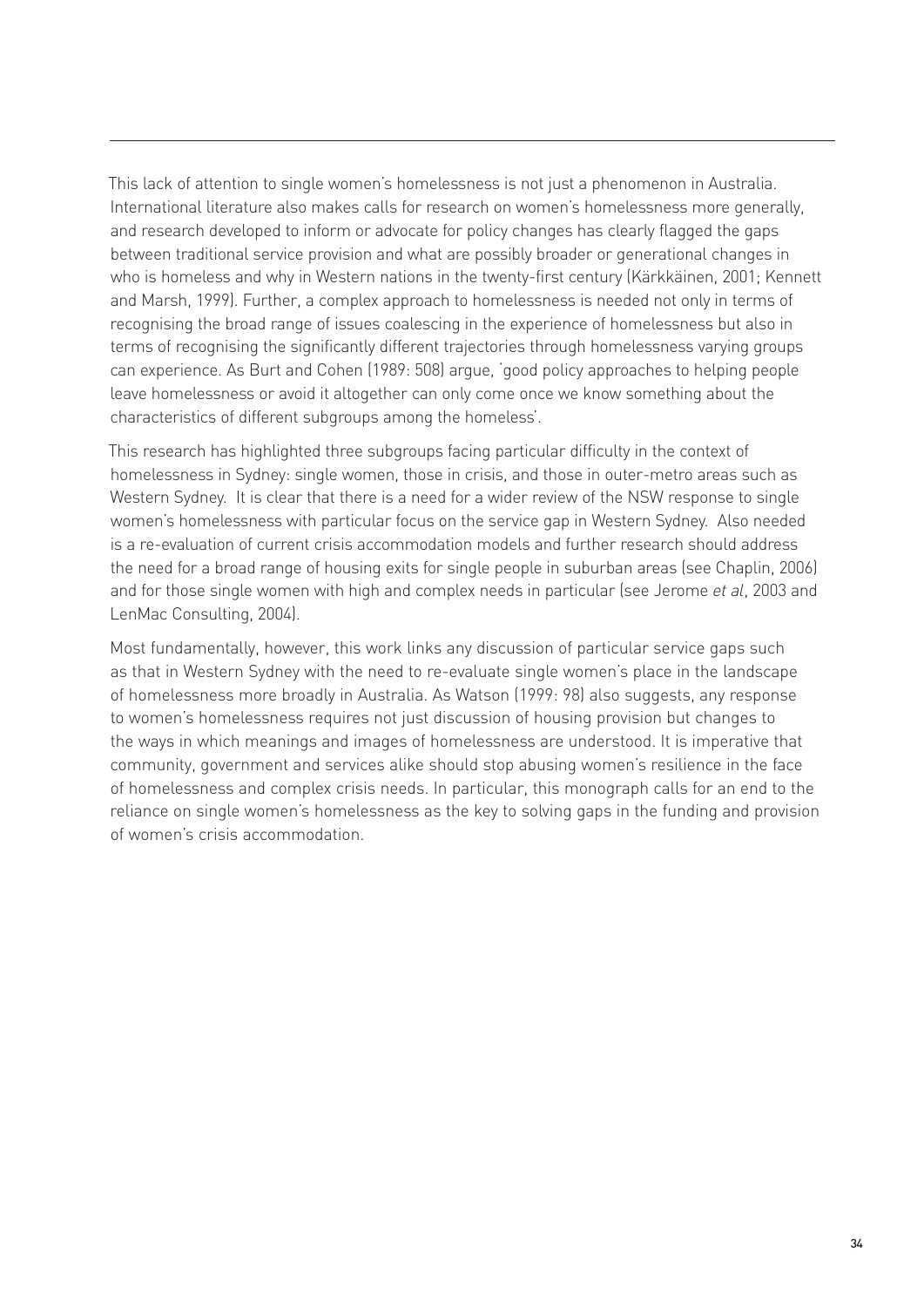This lack of attention to single women's homelessness is not just a phenomenon in Australia. International literature also makes calls for research on women's homelessness more generally, and research developed to inform or advocate for policy changes has clearly flagged the gaps between traditional service provision and what are possibly broader or generational changes in who is homeless and why in Western nations in the twenty-first century (Kärkkäinen, 2001; Kennett and Marsh, 1999). Further, a complex approach to homelessness is needed not only in terms of recognising the broad range of issues coalescing in the experience of homelessness but also in terms of recognising the significantly different trajectories through homelessness varying groups can experience. As Burt and Cohen (1989: 508) argue, 'good policy approaches to helping people leave homelessness or avoid it altogether can only come once we know something about the characteristics of different subgroups among the homeless'.

This research has highlighted three subgroups facing particular difficulty in the context of homelessness in Sydney: single women, those in crisis, and those in outer-metro areas such as Western Sydney. It is clear that there is a need for a wider review of the NSW response to single women's homelessness with particular focus on the service gap in Western Sydney. Also needed is a re-evaluation of current crisis accommodation models and further research should address the need for a broad range of housing exits for single people in suburban areas (see Chaplin, 2006) and for those single women with high and complex needs in particular (see Jerome *et al*, 2003 and LenMac Consulting, 2004).

Most fundamentally, however, this work links any discussion of particular service gaps such as that in Western Sydney with the need to re-evaluate single women's place in the landscape of homelessness more broadly in Australia. As Watson (1999: 98) also suggests, any response to women's homelessness requires not just discussion of housing provision but changes to the ways in which meanings and images of homelessness are understood. It is imperative that community, government and services alike should stop abusing women's resilience in the face of homelessness and complex crisis needs. In particular, this monograph calls for an end to the reliance on single women's homelessness as the key to solving gaps in the funding and provision of women's crisis accommodation.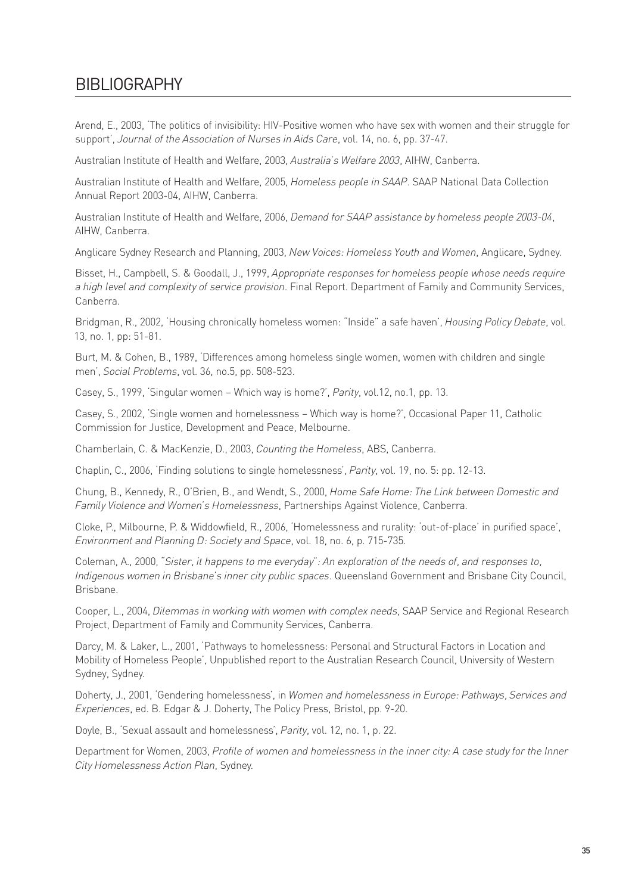# BIBLIOGRAPHY

Arend, E., 2003, 'The politics of invisibility: HIV-Positive women who have sex with women and their struggle for support', *Journal of the Association of Nurses in Aids Care*, vol. 14, no. 6, pp. 37-47.

Australian Institute of Health and Welfare, 2003, *Australia's Welfare 2003*, AIHW, Canberra.

Australian Institute of Health and Welfare, 2005, *Homeless people in SAAP*. SAAP National Data Collection Annual Report 2003-04, AIHW, Canberra.

Australian Institute of Health and Welfare, 2006, *Demand for SAAP assistance by homeless people 2003-04*, AIHW, Canberra.

Anglicare Sydney Research and Planning, 2003, *New Voices: Homeless Youth and Women*, Anglicare, Sydney.

Bisset, H., Campbell, S. & Goodall, J., 1999, *Appropriate responses for homeless people whose needs require a high level and complexity of service provision*. Final Report. Department of Family and Community Services, Canberra.

Bridgman, R., 2002, 'Housing chronically homeless women: "Inside" a safe haven', *Housing Policy Debate*, vol. 13, no. 1, pp: 51-81.

Burt, M. & Cohen, B., 1989, 'Differences among homeless single women, women with children and single men', *Social Problems*, vol. 36, no.5, pp. 508-523.

Casey, S., 1999, 'Singular women – Which way is home?', *Parity*, vol.12, no.1, pp. 13.

Casey, S., 2002, 'Single women and homelessness – Which way is home?', Occasional Paper 11, Catholic Commission for Justice, Development and Peace, Melbourne.

Chamberlain, C. & MacKenzie, D., 2003, *Counting the Homeless*, ABS, Canberra.

Chaplin, C., 2006, 'Finding solutions to single homelessness', *Parity*, vol. 19, no. 5: pp. 12-13.

Chung, B., Kennedy, R., O'Brien, B., and Wendt, S., 2000, *Home Safe Home: The Link between Domestic and Family Violence and Women's Homelessness*, Partnerships Against Violence, Canberra.

Cloke, P., Milbourne, P. & Widdowfield, R., 2006, 'Homelessness and rurality: 'out-of-place' in purified space', *Environment and Planning D: Society and Space*, vol. 18, no. 6, p. 715-735.

Coleman, A., 2000, "*Sister, it happens to me everyday": An exploration of the needs of, and responses to, Indigenous women in Brisbane's inner city public spaces*. Queensland Government and Brisbane City Council, Brisbane.

Cooper, L., 2004, *Dilemmas in working with women with complex needs*, SAAP Service and Regional Research Project, Department of Family and Community Services, Canberra.

Darcy, M. & Laker, L., 2001, 'Pathways to homelessness: Personal and Structural Factors in Location and Mobility of Homeless People', Unpublished report to the Australian Research Council, University of Western Sydney, Sydney.

Doherty, J., 2001, 'Gendering homelessness', in *Women and homelessness in Europe: Pathways, Services and Experiences*, ed. B. Edgar & J. Doherty, The Policy Press, Bristol, pp. 9-20.

Doyle, B., 'Sexual assault and homelessness', *Parity*, vol. 12, no. 1, p. 22.

Department for Women, 2003, *Profile of women and homelessness in the inner city: A case study for the Inner City Homelessness Action Plan*, Sydney.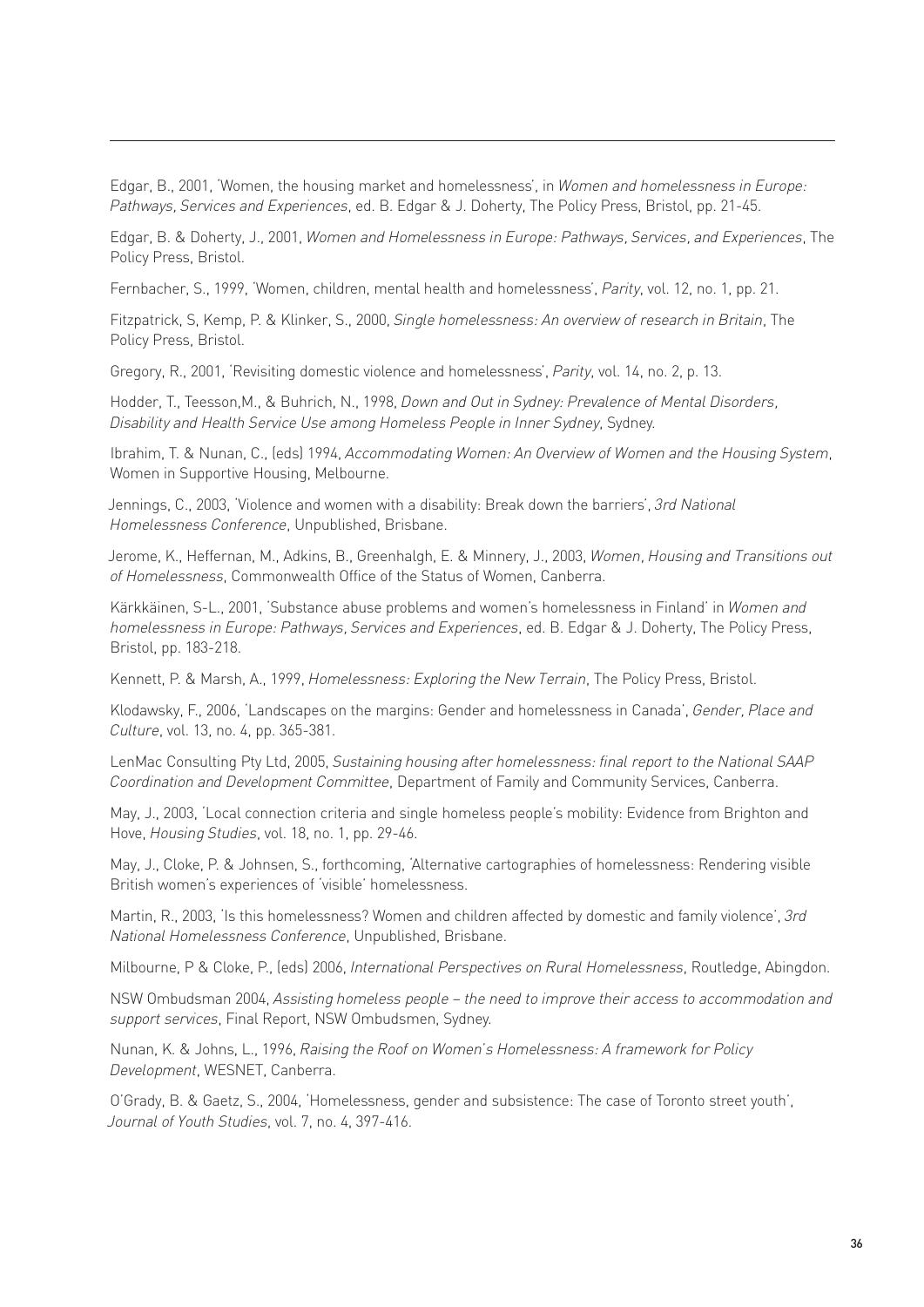Edgar, B., 2001, 'Women, the housing market and homelessness', in *Women and homelessness in Europe: Pathways, Services and Experiences*, ed. B. Edgar & J. Doherty, The Policy Press, Bristol, pp. 21-45.

Edgar, B. & Doherty, J., 2001, *Women and Homelessness in Europe: Pathways, Services, and Experiences*, The Policy Press, Bristol.

Fernbacher, S., 1999, 'Women, children, mental health and homelessness', *Parity*, vol. 12, no. 1, pp. 21.

Fitzpatrick, S, Kemp, P. & Klinker, S., 2000, *Single homelessness: An overview of research in Britain*, The Policy Press, Bristol.

Gregory, R., 2001, 'Revisiting domestic violence and homelessness', *Parity*, vol. 14, no. 2, p. 13.

Hodder, T., Teesson,M., & Buhrich, N., 1998, *Down and Out in Sydney: Prevalence of Mental Disorders, Disability and Health Service Use among Homeless People in Inner Sydney*, Sydney.

Ibrahim, T. & Nunan, C., (eds) 1994, *Accommodating Women: An Overview of Women and the Housing System*, Women in Supportive Housing, Melbourne.

Jennings, C., 2003, 'Violence and women with a disability: Break down the barriers', *3rd National Homelessness Conference*, Unpublished, Brisbane.

Jerome, K., Heffernan, M., Adkins, B., Greenhalgh, E. & Minnery, J., 2003, *Women, Housing and Transitions out of Homelessness*, Commonwealth Office of the Status of Women, Canberra.

Kärkkäinen, S-L., 2001, 'Substance abuse problems and women's homelessness in Finland' in *Women and homelessness in Europe: Pathways, Services and Experiences*, ed. B. Edgar & J. Doherty, The Policy Press, Bristol, pp. 183-218.

Kennett, P. & Marsh, A., 1999, *Homelessness: Exploring the New Terrain*, The Policy Press, Bristol.

Klodawsky, F., 2006, 'Landscapes on the margins: Gender and homelessness in Canada', *Gender, Place and Culture*, vol. 13, no. 4, pp. 365-381.

LenMac Consulting Pty Ltd, 2005, *Sustaining housing after homelessness: final report to the National SAAP Coordination and Development Committee*, Department of Family and Community Services, Canberra.

May, J., 2003, 'Local connection criteria and single homeless people's mobility: Evidence from Brighton and Hove, *Housing Studies*, vol. 18, no. 1, pp. 29-46.

May, J., Cloke, P. & Johnsen, S., forthcoming, 'Alternative cartographies of homelessness: Rendering visible British women's experiences of 'visible' homelessness.

Martin, R., 2003, 'Is this homelessness? Women and children affected by domestic and family violence', *3rd National Homelessness Conference*, Unpublished, Brisbane.

Milbourne, P & Cloke, P., (eds) 2006, *International Perspectives on Rural Homelessness*, Routledge, Abingdon.

NSW Ombudsman 2004, *Assisting homeless people – the need to improve their access to accommodation and support services*, Final Report, NSW Ombudsmen, Sydney.

Nunan, K. & Johns, L., 1996, *Raising the Roof on Women's Homelessness: A framework for Policy Development*, WESNET, Canberra.

O'Grady, B. & Gaetz, S., 2004, 'Homelessness, gender and subsistence: The case of Toronto street youth', *Journal of Youth Studies*, vol. 7, no. 4, 397-416.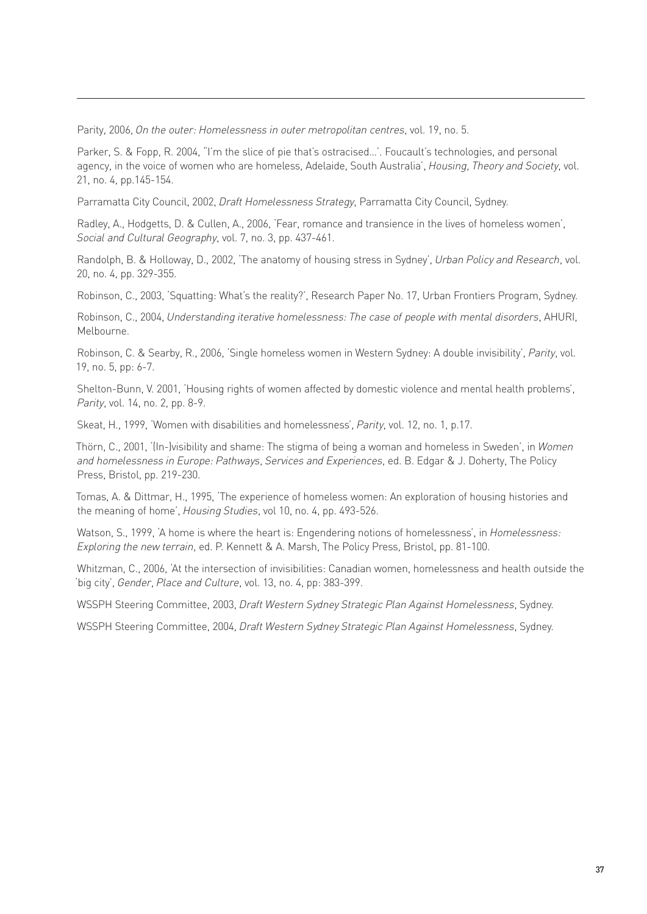Parity, 2006, *On the outer: Homelessness in outer metropolitan centres*, vol. 19, no. 5.

Parker, S. & Fopp, R. 2004, ''I'm the slice of pie that's ostracised...'. Foucault's technologies, and personal agency, in the voice of women who are homeless, Adelaide, South Australia', *Housing, Theory and Society*, vol. 21, no. 4, pp.145-154.

Parramatta City Council, 2002, *Draft Homelessness Strategy*, Parramatta City Council, Sydney.

Radley, A., Hodgetts, D. & Cullen, A., 2006, 'Fear, romance and transience in the lives of homeless women', *Social and Cultural Geography*, vol. 7, no. 3, pp. 437-461.

Randolph, B. & Holloway, D., 2002, 'The anatomy of housing stress in Sydney', *Urban Policy and Research*, vol. 20, no. 4, pp. 329-355.

Robinson, C., 2003, 'Squatting: What's the reality?', Research Paper No. 17, Urban Frontiers Program, Sydney.

Robinson, C., 2004, *Understanding iterative homelessness: The case of people with mental disorders*, AHURI, Melbourne.

Robinson, C. & Searby, R., 2006, 'Single homeless women in Western Sydney: A double invisibility', *Parity*, vol. 19, no. 5, pp: 6-7.

Shelton-Bunn, V. 2001, 'Housing rights of women affected by domestic violence and mental health problems', *Parity*, vol. 14, no. 2, pp. 8-9.

Skeat, H., 1999, 'Women with disabilities and homelessness', *Parity*, vol. 12, no. 1, p.17.

Thörn, C., 2001, '(In-)visibility and shame: The stigma of being a woman and homeless in Sweden', in *Women and homelessness in Europe: Pathways, Services and Experiences*, ed. B. Edgar & J. Doherty, The Policy Press, Bristol, pp. 219-230.

Tomas, A. & Dittmar, H., 1995, 'The experience of homeless women: An exploration of housing histories and the meaning of home', *Housing Studies*, vol 10, no. 4, pp. 493-526.

Watson, S., 1999, 'A home is where the heart is: Engendering notions of homelessness', in *Homelessness: Exploring the new terrain*, ed. P. Kennett & A. Marsh, The Policy Press, Bristol, pp. 81-100.

Whitzman, C., 2006, 'At the intersection of invisibilities: Canadian women, homelessness and health outside the 'big city', *Gender, Place and Culture*, vol. 13, no. 4, pp: 383-399.

WSSPH Steering Committee, 2003, *Draft Western Sydney Strategic Plan Against Homelessness*, Sydney.

WSSPH Steering Committee, 2004, *Draft Western Sydney Strategic Plan Against Homelessness*, Sydney.